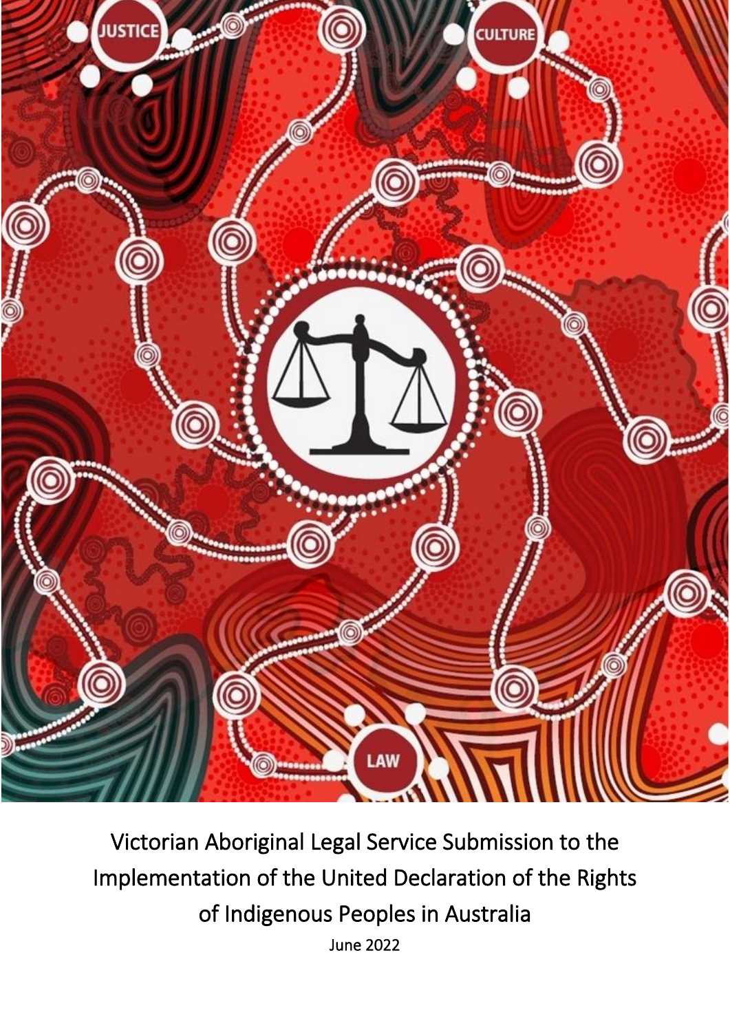Victorian Aboriginal Legal Service Submission to the Implementation of the United Declaration of the Rights of Indigenous Peoples in Australia

June 2022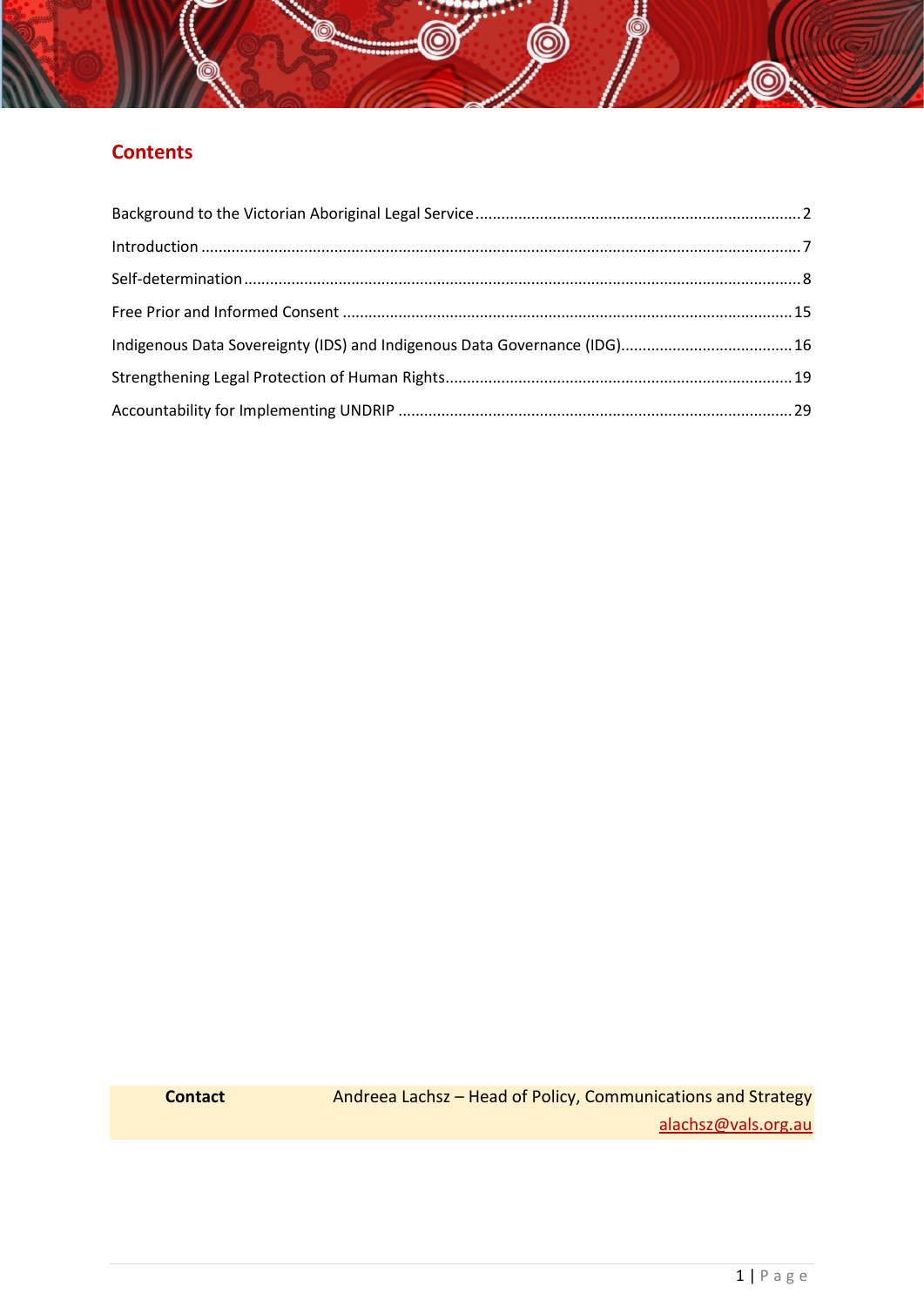## Contents

Background to the Victorian Aboriginal Legal Service .......... 2

Introduction .......... 7

Self-determination .......... 8

Free Prior and Informed Consent .......... 15

Indigenous Data Sovereignty (IDS) and Indigenous Data Governance (IDG) .......... 16

Strengthening Legal Protection of Human Rights .......... 19

Accountability for Implementing UNDRIP .......... 29

| **Contact** | Andreea Lachsz – Head of Policy, Communications and Strategy alachsz@vals.org.au |
|---|---|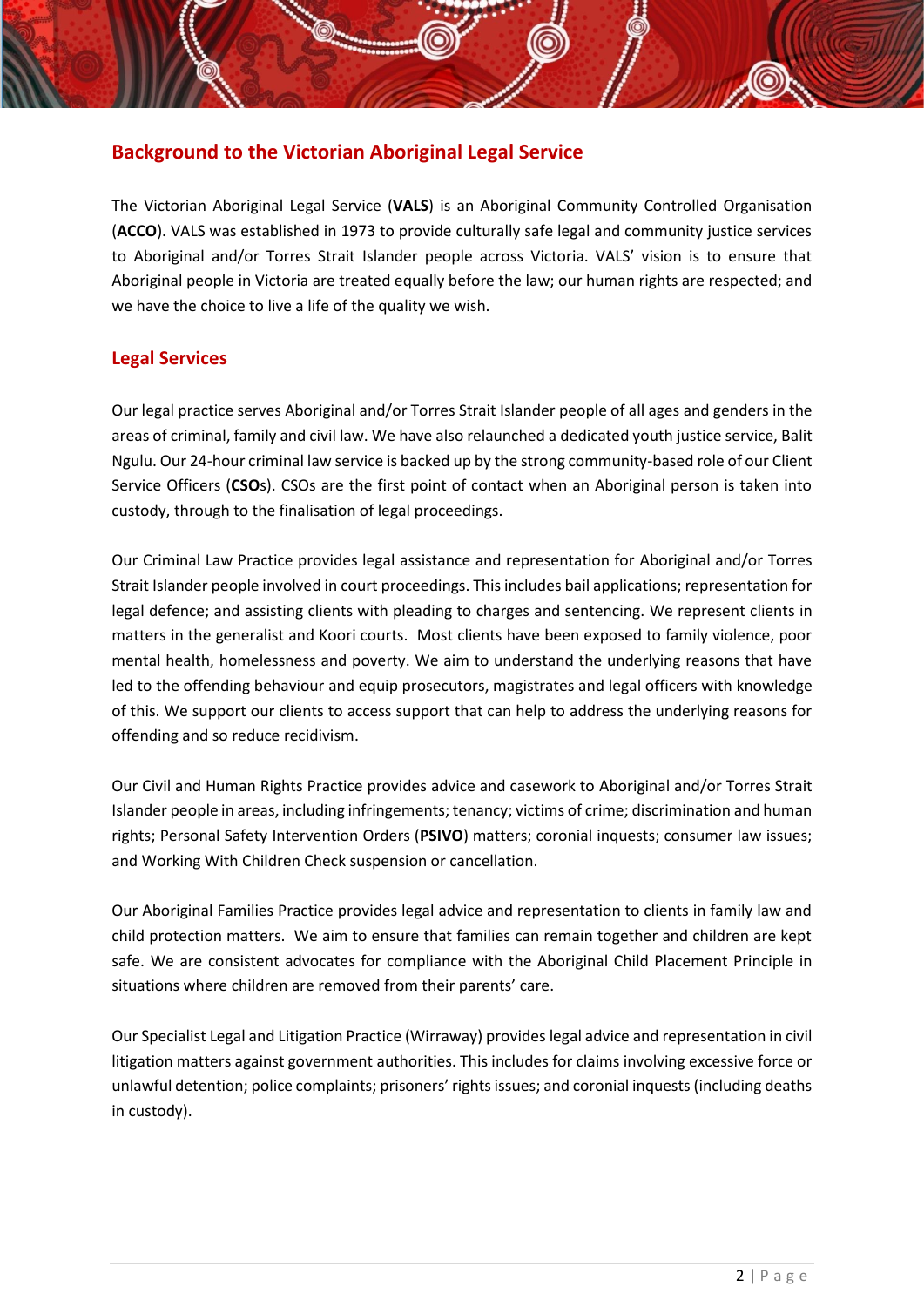## Background to the Victorian Aboriginal Legal Service

The Victorian Aboriginal Legal Service (**VALS**) is an Aboriginal Community Controlled Organisation (**ACCO**). VALS was established in 1973 to provide culturally safe legal and community justice services to Aboriginal and/or Torres Strait Islander people across Victoria. VALS' vision is to ensure that Aboriginal people in Victoria are treated equally before the law; our human rights are respected; and we have the choice to live a life of the quality we wish.

## Legal Services

Our legal practice serves Aboriginal and/or Torres Strait Islander people of all ages and genders in the areas of criminal, family and civil law. We have also relaunched a dedicated youth justice service, Balit Ngulu. Our 24-hour criminal law service is backed up by the strong community-based role of our Client Service Officers (**CSOs**). CSOs are the first point of contact when an Aboriginal person is taken into custody, through to the finalisation of legal proceedings.

Our Criminal Law Practice provides legal assistance and representation for Aboriginal and/or Torres Strait Islander people involved in court proceedings. This includes bail applications; representation for legal defence; and assisting clients with pleading to charges and sentencing. We represent clients in matters in the generalist and Koori courts. Most clients have been exposed to family violence, poor mental health, homelessness and poverty. We aim to understand the underlying reasons that have led to the offending behaviour and equip prosecutors, magistrates and legal officers with knowledge of this. We support our clients to access support that can help to address the underlying reasons for offending and so reduce recidivism.

Our Civil and Human Rights Practice provides advice and casework to Aboriginal and/or Torres Strait Islander people in areas, including infringements; tenancy; victims of crime; discrimination and human rights; Personal Safety Intervention Orders (**PSIVO**) matters; coronial inquests; consumer law issues; and Working With Children Check suspension or cancellation.

Our Aboriginal Families Practice provides legal advice and representation to clients in family law and child protection matters. We aim to ensure that families can remain together and children are kept safe. We are consistent advocates for compliance with the Aboriginal Child Placement Principle in situations where children are removed from their parents' care.

Our Specialist Legal and Litigation Practice (Wirraway) provides legal advice and representation in civil litigation matters against government authorities. This includes for claims involving excessive force or unlawful detention; police complaints; prisoners' rights issues; and coronial inquests (including deaths in custody).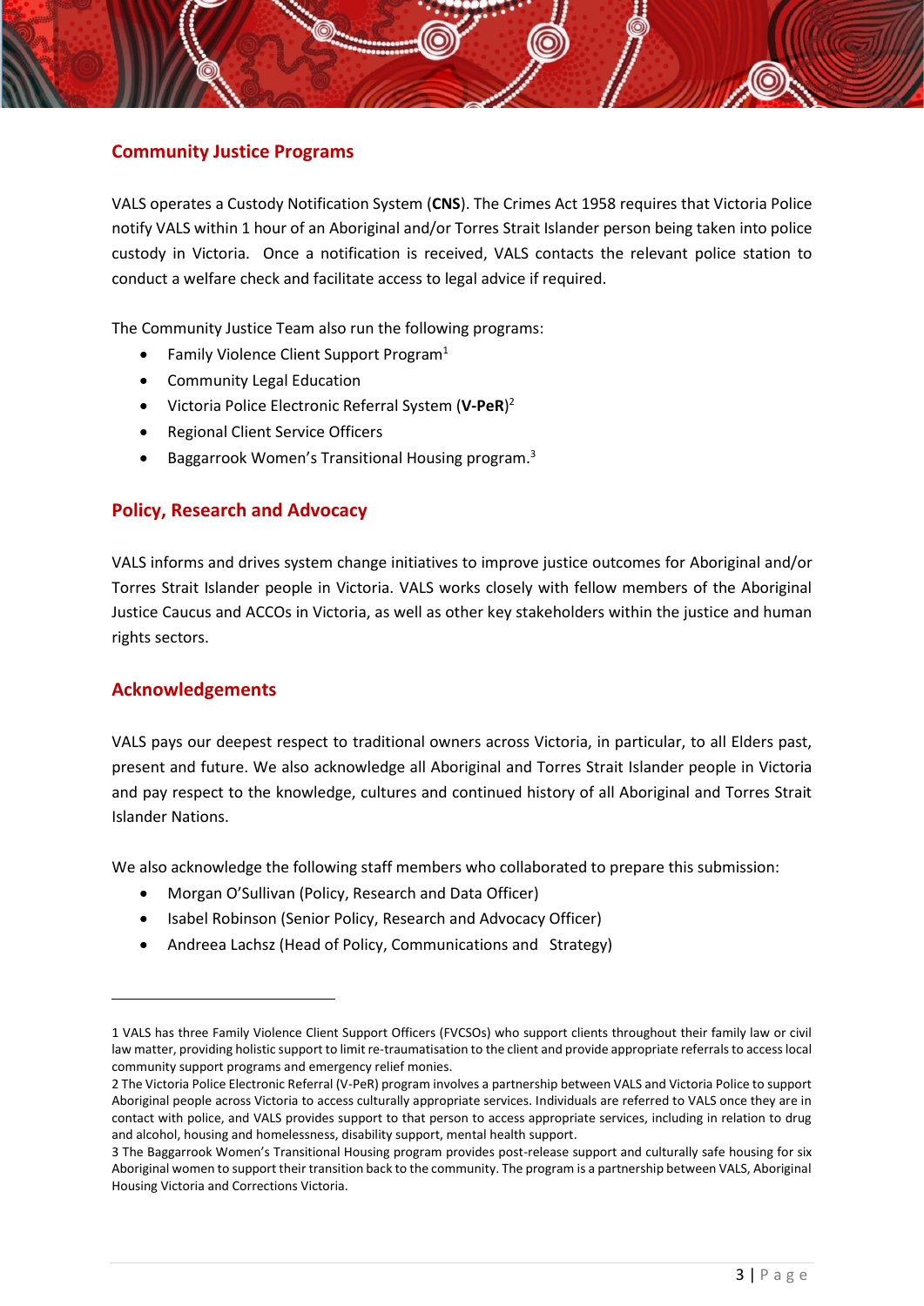## Community Justice Programs

VALS operates a Custody Notification System (**CNS**). The Crimes Act 1958 requires that Victoria Police notify VALS within 1 hour of an Aboriginal and/or Torres Strait Islander person being taken into police custody in Victoria. Once a notification is received, VALS contacts the relevant police station to conduct a welfare check and facilitate access to legal advice if required.

The Community Justice Team also run the following programs:

- Family Violence Client Support Program[1]
- Community Legal Education
- Victoria Police Electronic Referral System (**V-PeR**)[2]
- Regional Client Service Officers
- Baggarrook Women's Transitional Housing program.[3]

## Policy, Research and Advocacy

VALS informs and drives system change initiatives to improve justice outcomes for Aboriginal and/or Torres Strait Islander people in Victoria. VALS works closely with fellow members of the Aboriginal Justice Caucus and ACCOs in Victoria, as well as other key stakeholders within the justice and human rights sectors.

## Acknowledgements

VALS pays our deepest respect to traditional owners across Victoria, in particular, to all Elders past, present and future. We also acknowledge all Aboriginal and Torres Strait Islander people in Victoria and pay respect to the knowledge, cultures and continued history of all Aboriginal and Torres Strait Islander Nations.

We also acknowledge the following staff members who collaborated to prepare this submission:

- Morgan O'Sullivan (Policy, Research and Data Officer)
- Isabel Robinson (Senior Policy, Research and Advocacy Officer)
- Andreea Lachsz (Head of Policy, Communications and Strategy)

---

1 VALS has three Family Violence Client Support Officers (FVCSOs) who support clients throughout their family law or civil law matter, providing holistic support to limit re-traumatisation to the client and provide appropriate referrals to access local community support programs and emergency relief monies.

2 The Victoria Police Electronic Referral (V-PeR) program involves a partnership between VALS and Victoria Police to support Aboriginal people across Victoria to access culturally appropriate services. Individuals are referred to VALS once they are in contact with police, and VALS provides support to that person to access appropriate services, including in relation to drug and alcohol, housing and homelessness, disability support, mental health support.

3 The Baggarrook Women's Transitional Housing program provides post-release support and culturally safe housing for six Aboriginal women to support their transition back to the community. The program is a partnership between VALS, Aboriginal Housing Victoria and Corrections Victoria.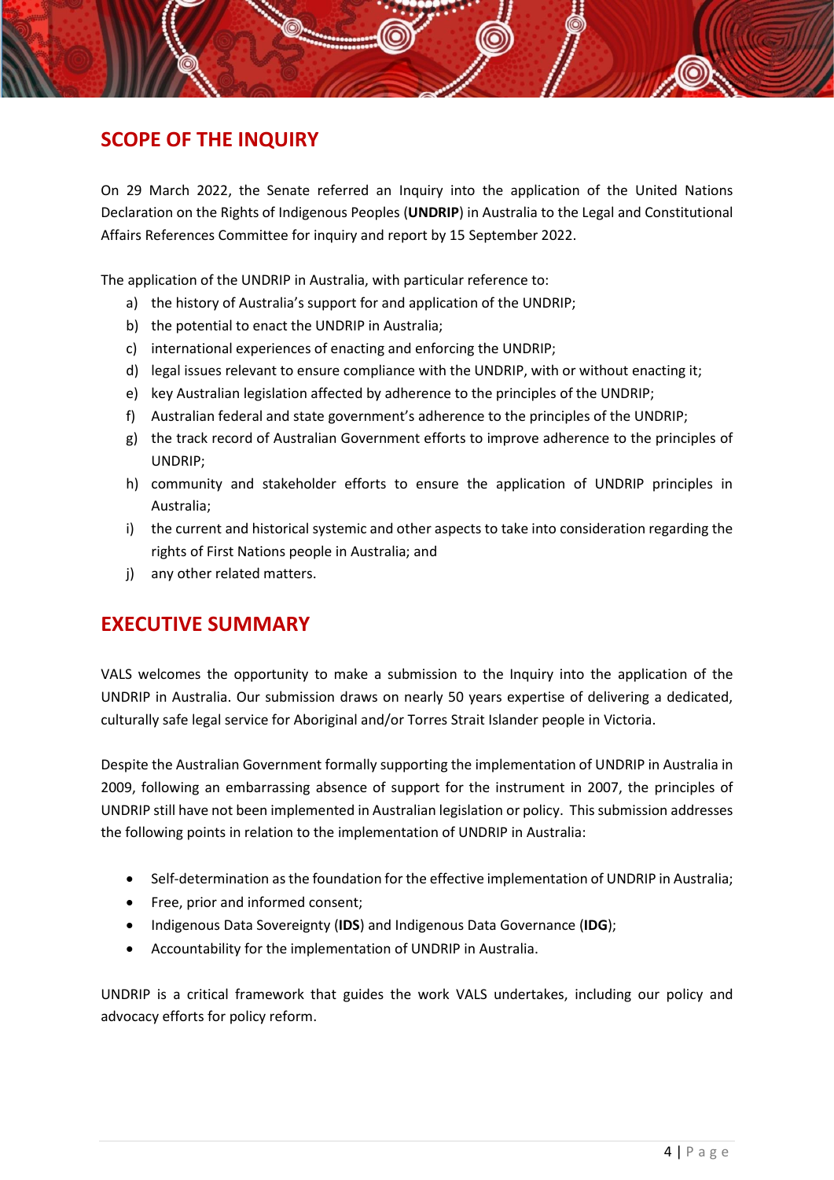## SCOPE OF THE INQUIRY

On 29 March 2022, the Senate referred an Inquiry into the application of the United Nations Declaration on the Rights of Indigenous Peoples (**UNDRIP**) in Australia to the Legal and Constitutional Affairs References Committee for inquiry and report by 15 September 2022.

The application of the UNDRIP in Australia, with particular reference to:

a) the history of Australia's support for and application of the UNDRIP;
b) the potential to enact the UNDRIP in Australia;
c) international experiences of enacting and enforcing the UNDRIP;
d) legal issues relevant to ensure compliance with the UNDRIP, with or without enacting it;
e) key Australian legislation affected by adherence to the principles of the UNDRIP;
f) Australian federal and state government's adherence to the principles of the UNDRIP;
g) the track record of Australian Government efforts to improve adherence to the principles of UNDRIP;
h) community and stakeholder efforts to ensure the application of UNDRIP principles in Australia;
i) the current and historical systemic and other aspects to take into consideration regarding the rights of First Nations people in Australia; and
j) any other related matters.

## EXECUTIVE SUMMARY

VALS welcomes the opportunity to make a submission to the Inquiry into the application of the UNDRIP in Australia. Our submission draws on nearly 50 years expertise of delivering a dedicated, culturally safe legal service for Aboriginal and/or Torres Strait Islander people in Victoria.

Despite the Australian Government formally supporting the implementation of UNDRIP in Australia in 2009, following an embarrassing absence of support for the instrument in 2007, the principles of UNDRIP still have not been implemented in Australian legislation or policy. This submission addresses the following points in relation to the implementation of UNDRIP in Australia:

- Self-determination as the foundation for the effective implementation of UNDRIP in Australia;
- Free, prior and informed consent;
- Indigenous Data Sovereignty (**IDS**) and Indigenous Data Governance (**IDG**);
- Accountability for the implementation of UNDRIP in Australia.

UNDRIP is a critical framework that guides the work VALS undertakes, including our policy and advocacy efforts for policy reform.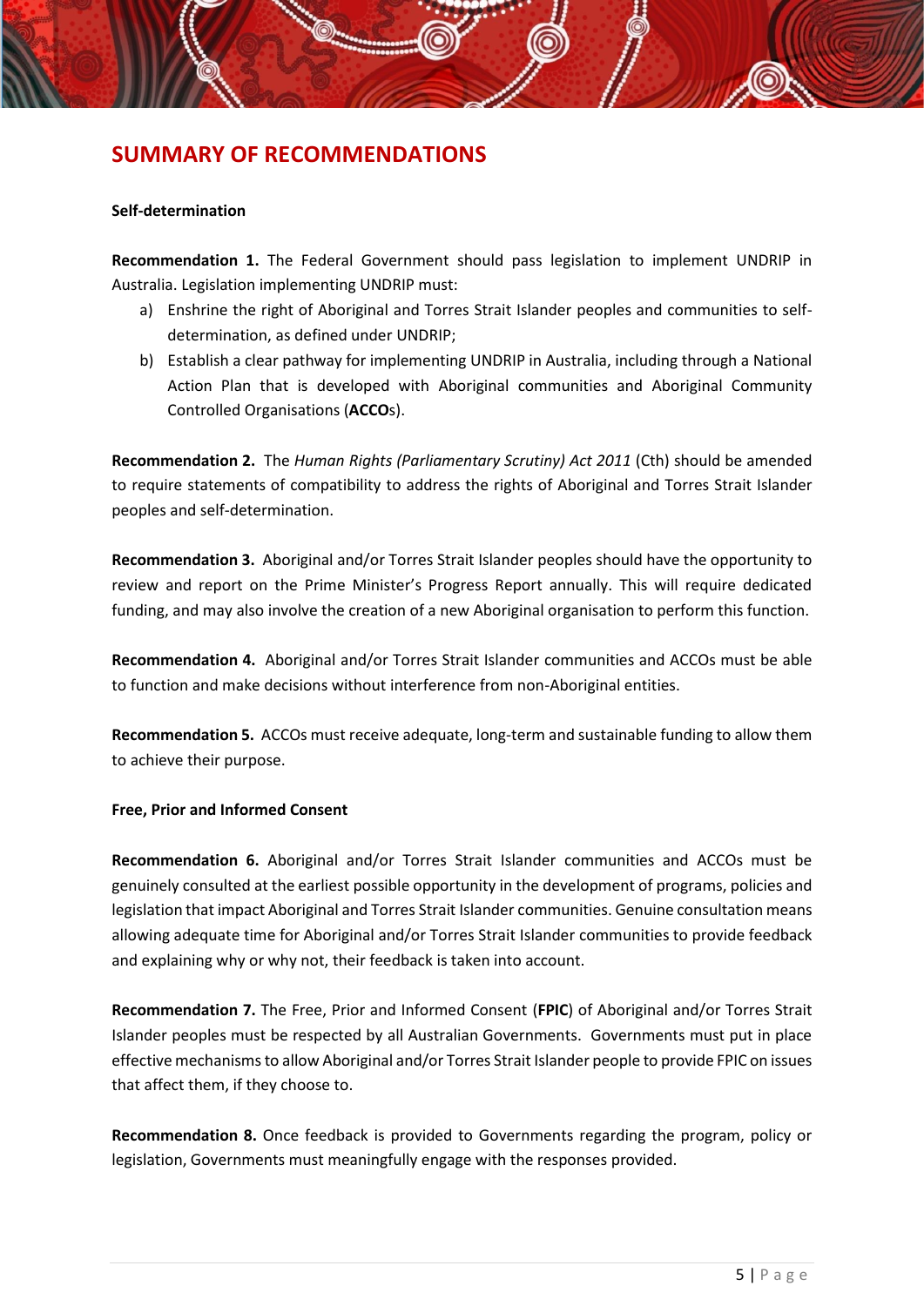## SUMMARY OF RECOMMENDATIONS

**Self-determination**

**Recommendation 1.** The Federal Government should pass legislation to implement UNDRIP in Australia. Legislation implementing UNDRIP must:

a) Enshrine the right of Aboriginal and Torres Strait Islander peoples and communities to self-determination, as defined under UNDRIP;
b) Establish a clear pathway for implementing UNDRIP in Australia, including through a National Action Plan that is developed with Aboriginal communities and Aboriginal Community Controlled Organisations (**ACCO**s).

**Recommendation 2.** The *Human Rights (Parliamentary Scrutiny) Act 2011* (Cth) should be amended to require statements of compatibility to address the rights of Aboriginal and Torres Strait Islander peoples and self-determination.

**Recommendation 3.** Aboriginal and/or Torres Strait Islander peoples should have the opportunity to review and report on the Prime Minister's Progress Report annually. This will require dedicated funding, and may also involve the creation of a new Aboriginal organisation to perform this function.

**Recommendation 4.** Aboriginal and/or Torres Strait Islander communities and ACCOs must be able to function and make decisions without interference from non-Aboriginal entities.

**Recommendation 5.** ACCOs must receive adequate, long-term and sustainable funding to allow them to achieve their purpose.

**Free, Prior and Informed Consent**

**Recommendation 6.** Aboriginal and/or Torres Strait Islander communities and ACCOs must be genuinely consulted at the earliest possible opportunity in the development of programs, policies and legislation that impact Aboriginal and Torres Strait Islander communities. Genuine consultation means allowing adequate time for Aboriginal and/or Torres Strait Islander communities to provide feedback and explaining why or why not, their feedback is taken into account.

**Recommendation 7.** The Free, Prior and Informed Consent (**FPIC**) of Aboriginal and/or Torres Strait Islander peoples must be respected by all Australian Governments. Governments must put in place effective mechanisms to allow Aboriginal and/or Torres Strait Islander people to provide FPIC on issues that affect them, if they choose to.

**Recommendation 8.** Once feedback is provided to Governments regarding the program, policy or legislation, Governments must meaningfully engage with the responses provided.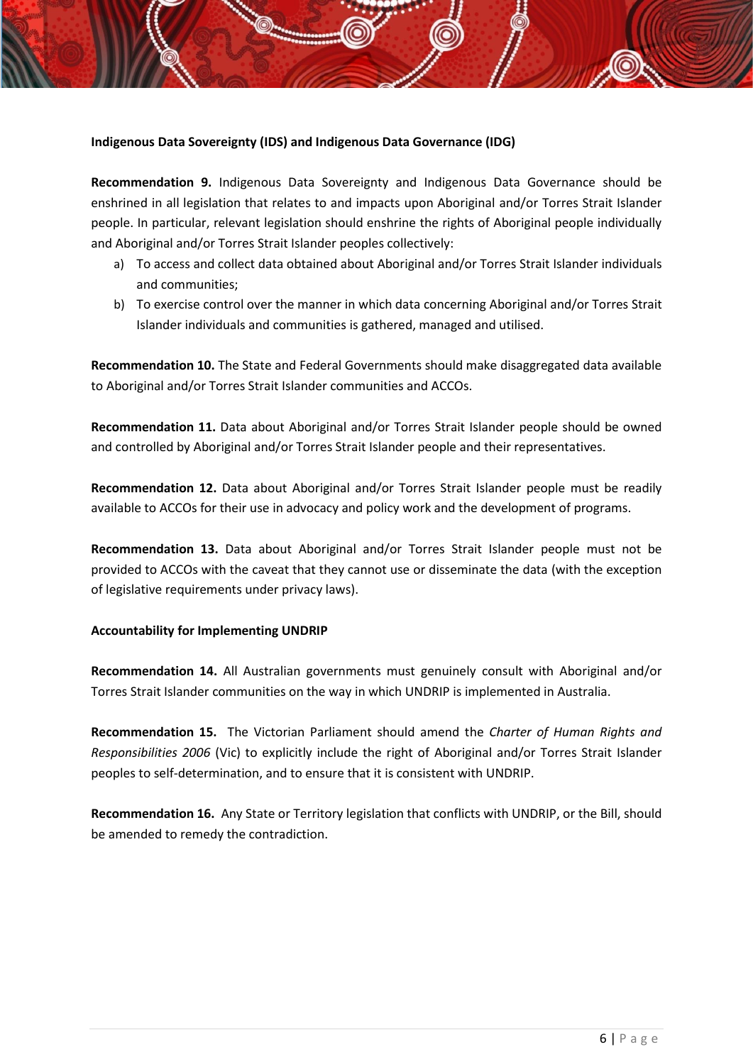**Indigenous Data Sovereignty (IDS) and Indigenous Data Governance (IDG)**

**Recommendation 9.** Indigenous Data Sovereignty and Indigenous Data Governance should be enshrined in all legislation that relates to and impacts upon Aboriginal and/or Torres Strait Islander people. In particular, relevant legislation should enshrine the rights of Aboriginal people individually and Aboriginal and/or Torres Strait Islander peoples collectively:

a) To access and collect data obtained about Aboriginal and/or Torres Strait Islander individuals and communities;
b) To exercise control over the manner in which data concerning Aboriginal and/or Torres Strait Islander individuals and communities is gathered, managed and utilised.

**Recommendation 10.** The State and Federal Governments should make disaggregated data available to Aboriginal and/or Torres Strait Islander communities and ACCOs.

**Recommendation 11.** Data about Aboriginal and/or Torres Strait Islander people should be owned and controlled by Aboriginal and/or Torres Strait Islander people and their representatives.

**Recommendation 12.** Data about Aboriginal and/or Torres Strait Islander people must be readily available to ACCOs for their use in advocacy and policy work and the development of programs.

**Recommendation 13.** Data about Aboriginal and/or Torres Strait Islander people must not be provided to ACCOs with the caveat that they cannot use or disseminate the data (with the exception of legislative requirements under privacy laws).

**Accountability for Implementing UNDRIP**

**Recommendation 14.** All Australian governments must genuinely consult with Aboriginal and/or Torres Strait Islander communities on the way in which UNDRIP is implemented in Australia.

**Recommendation 15.** The Victorian Parliament should amend the *Charter of Human Rights and Responsibilities 2006* (Vic) to explicitly include the right of Aboriginal and/or Torres Strait Islander peoples to self-determination, and to ensure that it is consistent with UNDRIP.

**Recommendation 16.** Any State or Territory legislation that conflicts with UNDRIP, or the Bill, should be amended to remedy the contradiction.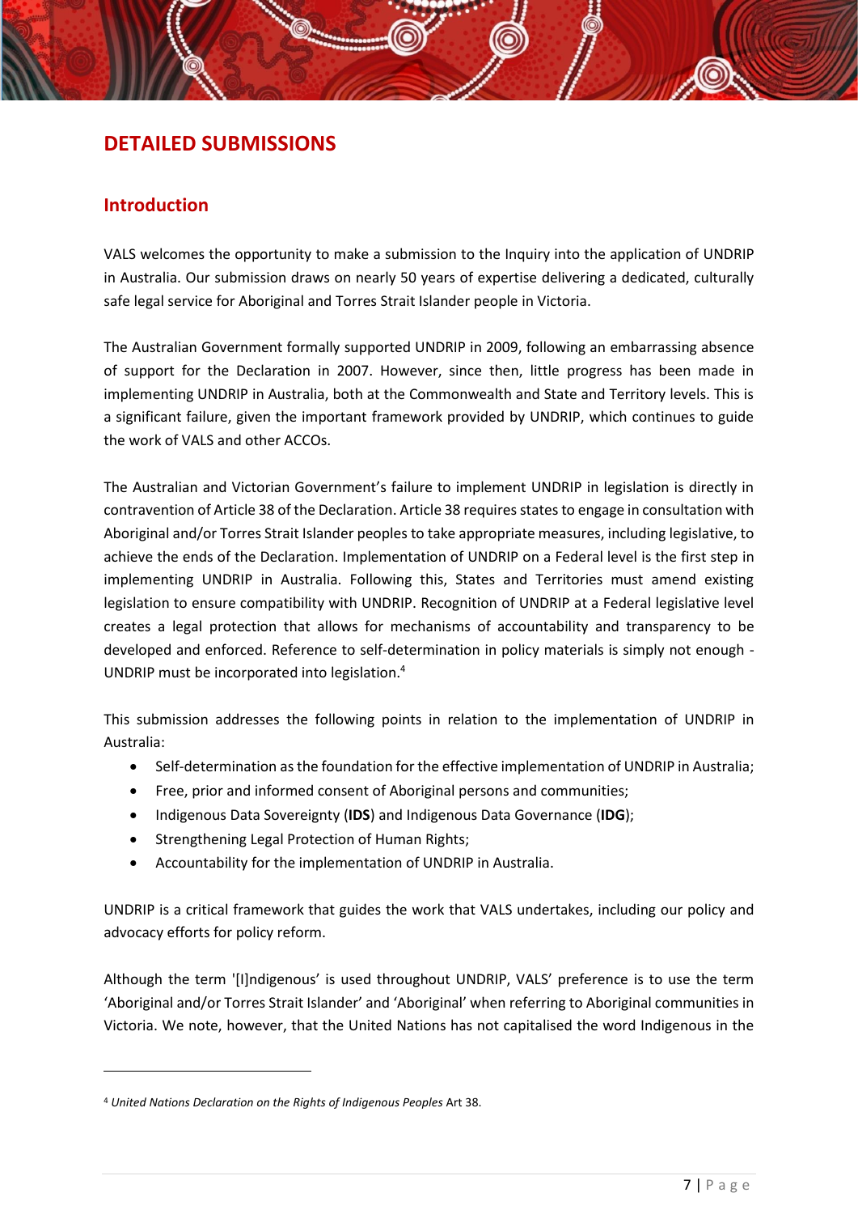# DETAILED SUBMISSIONS

## Introduction

VALS welcomes the opportunity to make a submission to the Inquiry into the application of UNDRIP in Australia. Our submission draws on nearly 50 years of expertise delivering a dedicated, culturally safe legal service for Aboriginal and Torres Strait Islander people in Victoria.

The Australian Government formally supported UNDRIP in 2009, following an embarrassing absence of support for the Declaration in 2007. However, since then, little progress has been made in implementing UNDRIP in Australia, both at the Commonwealth and State and Territory levels. This is a significant failure, given the important framework provided by UNDRIP, which continues to guide the work of VALS and other ACCOs.

The Australian and Victorian Government's failure to implement UNDRIP in legislation is directly in contravention of Article 38 of the Declaration. Article 38 requires states to engage in consultation with Aboriginal and/or Torres Strait Islander peoples to take appropriate measures, including legislative, to achieve the ends of the Declaration. Implementation of UNDRIP on a Federal level is the first step in implementing UNDRIP in Australia. Following this, States and Territories must amend existing legislation to ensure compatibility with UNDRIP. Recognition of UNDRIP at a Federal legislative level creates a legal protection that allows for mechanisms of accountability and transparency to be developed and enforced. Reference to self-determination in policy materials is simply not enough - UNDRIP must be incorporated into legislation.[4]

This submission addresses the following points in relation to the implementation of UNDRIP in Australia:

- Self-determination as the foundation for the effective implementation of UNDRIP in Australia;
- Free, prior and informed consent of Aboriginal persons and communities;
- Indigenous Data Sovereignty (**IDS**) and Indigenous Data Governance (**IDG**);
- Strengthening Legal Protection of Human Rights;
- Accountability for the implementation of UNDRIP in Australia.

UNDRIP is a critical framework that guides the work that VALS undertakes, including our policy and advocacy efforts for policy reform.

Although the term '[I]ndigenous' is used throughout UNDRIP, VALS' preference is to use the term 'Aboriginal and/or Torres Strait Islander' and 'Aboriginal' when referring to Aboriginal communities in Victoria. We note, however, that the United Nations has not capitalised the word Indigenous in the

---

[4] *United Nations Declaration on the Rights of Indigenous Peoples* Art 38.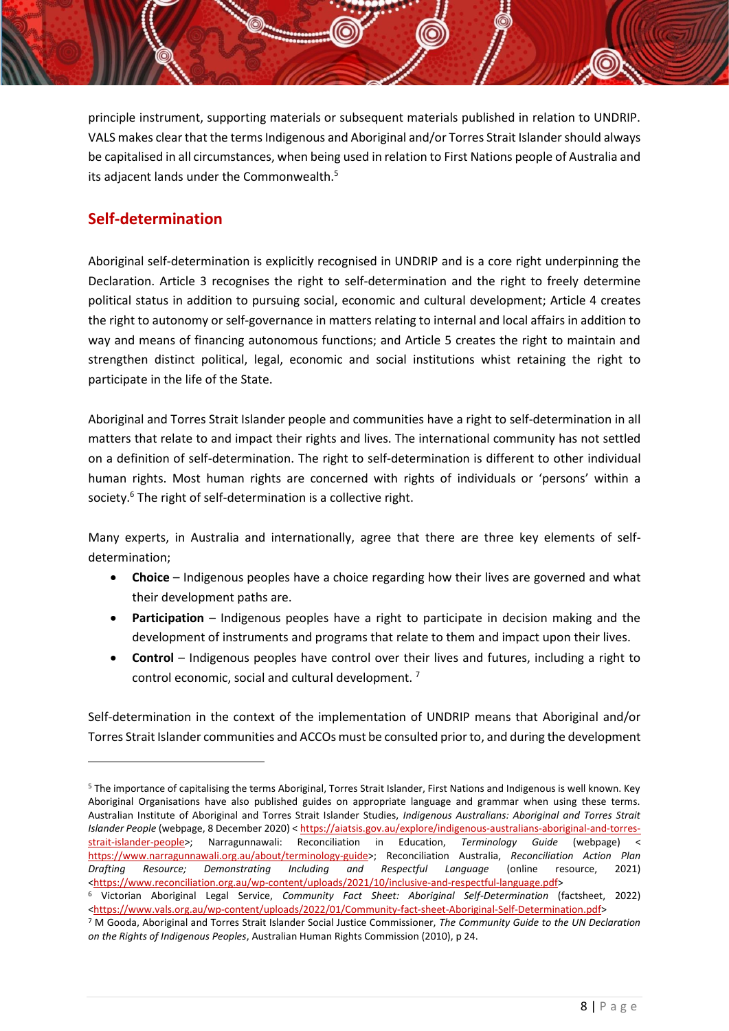principle instrument, supporting materials or subsequent materials published in relation to UNDRIP. VALS makes clear that the terms Indigenous and Aboriginal and/or Torres Strait Islander should always be capitalised in all circumstances, when being used in relation to First Nations people of Australia and its adjacent lands under the Commonwealth.[5]

## Self-determination

Aboriginal self-determination is explicitly recognised in UNDRIP and is a core right underpinning the Declaration. Article 3 recognises the right to self-determination and the right to freely determine political status in addition to pursuing social, economic and cultural development; Article 4 creates the right to autonomy or self-governance in matters relating to internal and local affairs in addition to way and means of financing autonomous functions; and Article 5 creates the right to maintain and strengthen distinct political, legal, economic and social institutions whilst retaining the right to participate in the life of the State.

Aboriginal and Torres Strait Islander people and communities have a right to self-determination in all matters that relate to and impact their rights and lives. The international community has not settled on a definition of self-determination. The right to self-determination is different to other individual human rights. Most human rights are concerned with rights of individuals or 'persons' within a society.[6] The right of self-determination is a collective right.

Many experts, in Australia and internationally, agree that there are three key elements of self-determination;

- **Choice** – Indigenous peoples have a choice regarding how their lives are governed and what their development paths are.
- **Participation** – Indigenous peoples have a right to participate in decision making and the development of instruments and programs that relate to them and impact upon their lives.
- **Control** – Indigenous peoples have control over their lives and futures, including a right to control economic, social and cultural development. [7]

Self-determination in the context of the implementation of UNDRIP means that Aboriginal and/or Torres Strait Islander communities and ACCOs must be consulted prior to, and during the development

---

[5] The importance of capitalising the terms Aboriginal, Torres Strait Islander, First Nations and Indigenous is well known. Key Aboriginal Organisations have also published guides on appropriate language and grammar when using these terms. Australian Institute of Aboriginal and Torres Strait Islander Studies, *Indigenous Australians: Aboriginal and Torres Strait Islander People* (webpage, 8 December 2020) <https://aiatsis.gov.au/explore/indigenous-australians-aboriginal-and-torres-strait-islander-people>; Narragunnawali: Reconciliation in Education, *Terminology Guide* (webpage) <https://www.narragunnawali.org.au/about/terminology-guide>; Reconciliation Australia, *Reconciliation Action Plan Drafting Resource; Demonstrating Including and Respectful Language* (online resource, 2021) <https://www.reconciliation.org.au/wp-content/uploads/2021/10/inclusive-and-respectful-language.pdf>

[6] Victorian Aboriginal Legal Service, *Community Fact Sheet: Aboriginal Self-Determination* (factsheet, 2022) <https://www.vals.org.au/wp-content/uploads/2022/01/Community-fact-sheet-Aboriginal-Self-Determination.pdf>

[7] M Gooda, Aboriginal and Torres Strait Islander Social Justice Commissioner, *The Community Guide to the UN Declaration on the Rights of Indigenous Peoples*, Australian Human Rights Commission (2010), p 24.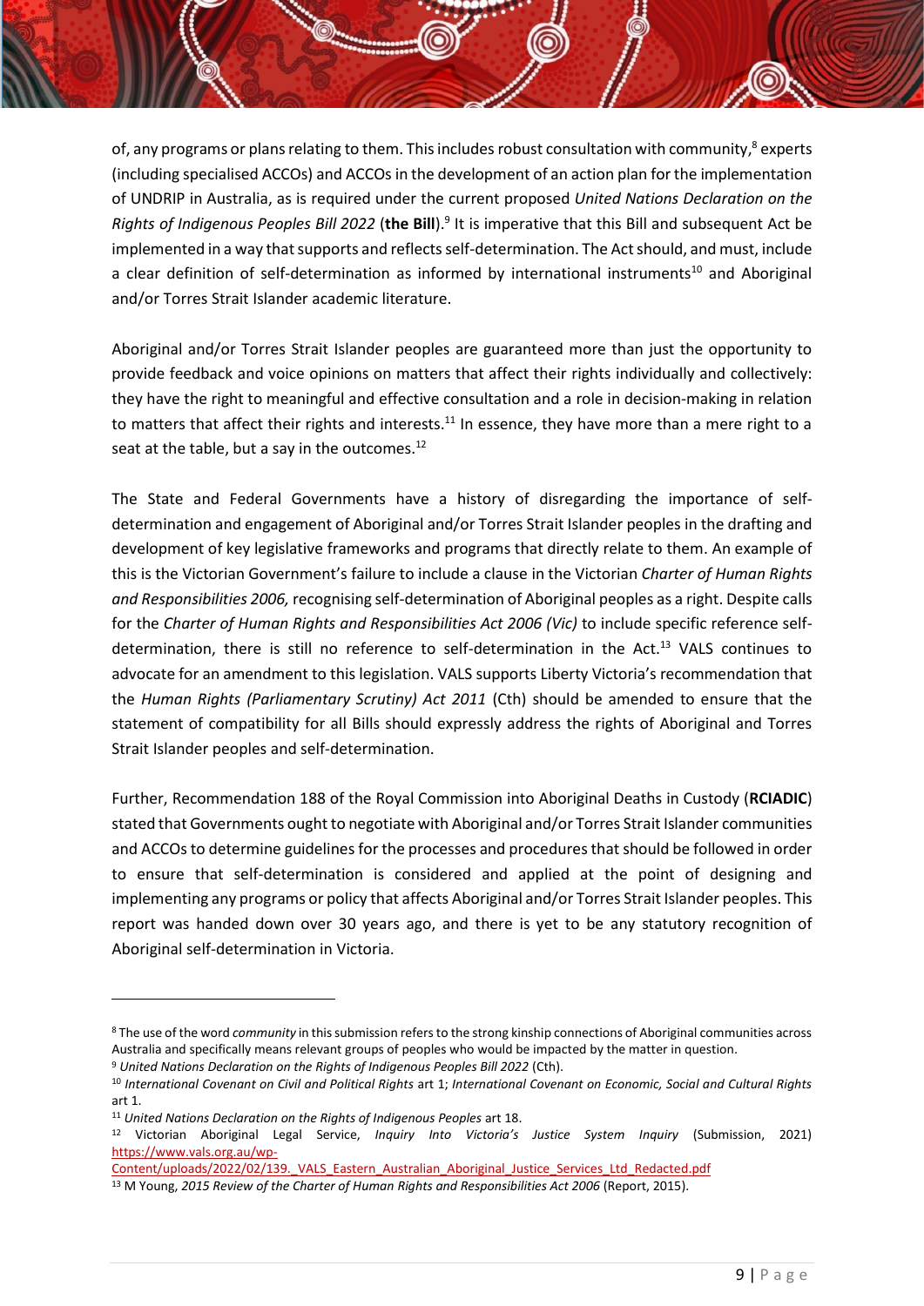of, any programs or plans relating to them. This includes robust consultation with community,[8] experts (including specialised ACCOs) and ACCOs in the development of an action plan for the implementation of UNDRIP in Australia, as is required under the current proposed *United Nations Declaration on the Rights of Indigenous Peoples Bill 2022* (**the Bill**).[9] It is imperative that this Bill and subsequent Act be implemented in a way that supports and reflects self-determination. The Act should, and must, include a clear definition of self-determination as informed by international instruments[10] and Aboriginal and/or Torres Strait Islander academic literature.

Aboriginal and/or Torres Strait Islander peoples are guaranteed more than just the opportunity to provide feedback and voice opinions on matters that affect their rights individually and collectively: they have the right to meaningful and effective consultation and a role in decision-making in relation to matters that affect their rights and interests.[11] In essence, they have more than a mere right to a seat at the table, but a say in the outcomes.[12]

The State and Federal Governments have a history of disregarding the importance of self-determination and engagement of Aboriginal and/or Torres Strait Islander peoples in the drafting and development of key legislative frameworks and programs that directly relate to them. An example of this is the Victorian Government's failure to include a clause in the Victorian *Charter of Human Rights and Responsibilities 2006,* recognising self-determination of Aboriginal peoples as a right. Despite calls for the *Charter of Human Rights and Responsibilities Act 2006 (Vic)* to include specific reference self-determination, there is still no reference to self-determination in the Act.[13] VALS continues to advocate for an amendment to this legislation. VALS supports Liberty Victoria's recommendation that the *Human Rights (Parliamentary Scrutiny) Act 2011* (Cth) should be amended to ensure that the statement of compatibility for all Bills should expressly address the rights of Aboriginal and Torres Strait Islander peoples and self-determination.

Further, Recommendation 188 of the Royal Commission into Aboriginal Deaths in Custody (**RCIADIC**) stated that Governments ought to negotiate with Aboriginal and/or Torres Strait Islander communities and ACCOs to determine guidelines for the processes and procedures that should be followed in order to ensure that self-determination is considered and applied at the point of designing and implementing any programs or policy that affects Aboriginal and/or Torres Strait Islander peoples. This report was handed down over 30 years ago, and there is yet to be any statutory recognition of Aboriginal self-determination in Victoria.

---

[8] The use of the word *community* in this submission refers to the strong kinship connections of Aboriginal communities across Australia and specifically means relevant groups of peoples who would be impacted by the matter in question.

[9] *United Nations Declaration on the Rights of Indigenous Peoples Bill 2022* (Cth).

[10] *International Covenant on Civil and Political Rights* art 1; *International Covenant on Economic, Social and Cultural Rights* art 1.

[11] *United Nations Declaration on the Rights of Indigenous Peoples* art 18.

[12] Victorian Aboriginal Legal Service, *Inquiry Into Victoria's Justice System Inquiry* (Submission, 2021) https://www.vals.org.au/wp-Content/uploads/2022/02/139._VALS_Eastern_Australian_Aboriginal_Justice_Services_Ltd_Redacted.pdf

[13] M Young, *2015 Review of the Charter of Human Rights and Responsibilities Act 2006* (Report, 2015).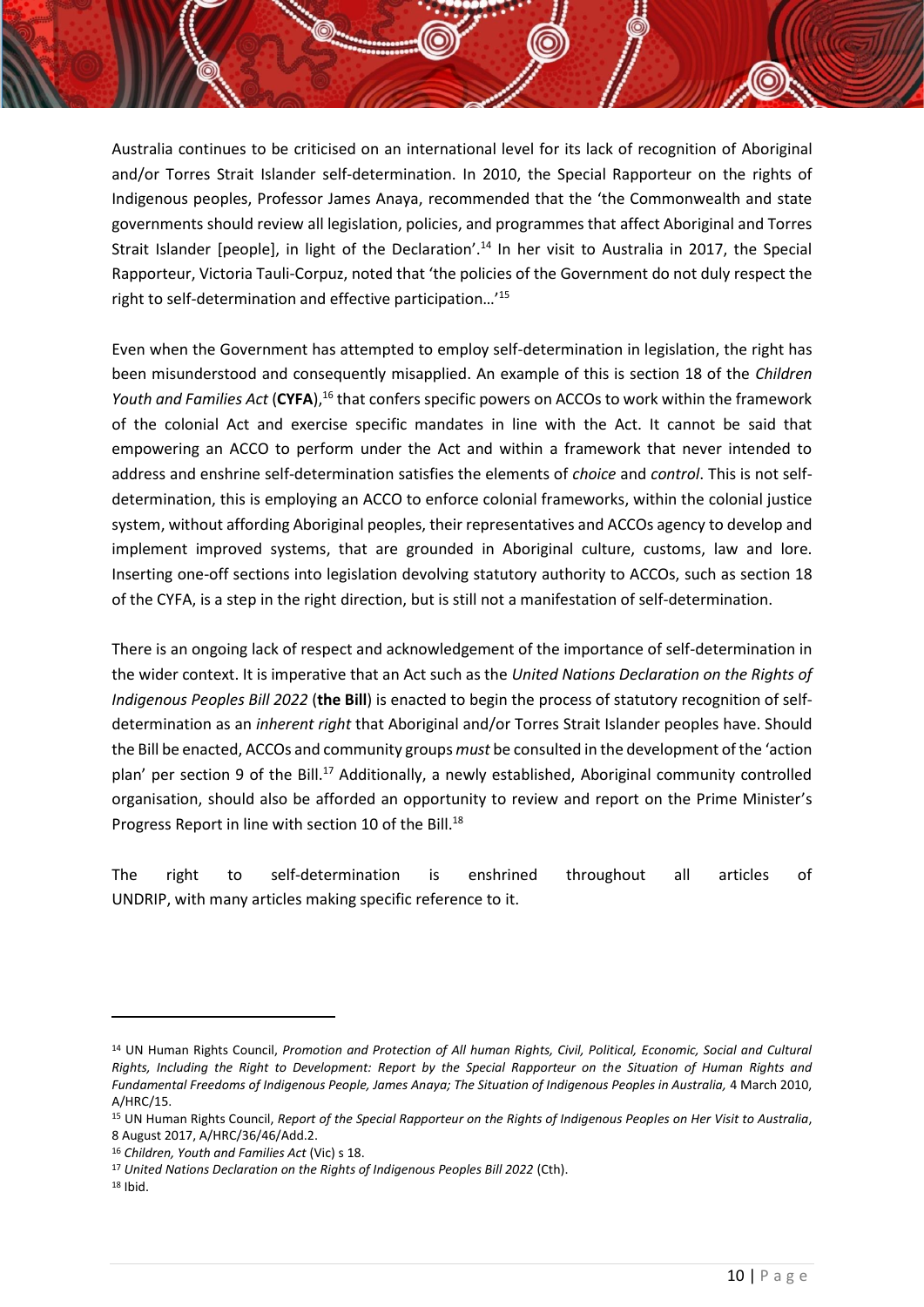Australia continues to be criticised on an international level for its lack of recognition of Aboriginal and/or Torres Strait Islander self-determination. In 2010, the Special Rapporteur on the rights of Indigenous peoples, Professor James Anaya, recommended that the 'the Commonwealth and state governments should review all legislation, policies, and programmes that affect Aboriginal and Torres Strait Islander [people], in light of the Declaration'.[14] In her visit to Australia in 2017, the Special Rapporteur, Victoria Tauli-Corpuz, noted that 'the policies of the Government do not duly respect the right to self-determination and effective participation…'[15]

Even when the Government has attempted to employ self-determination in legislation, the right has been misunderstood and consequently misapplied. An example of this is section 18 of the *Children Youth and Families Act* (**CYFA**),[16] that confers specific powers on ACCOs to work within the framework of the colonial Act and exercise specific mandates in line with the Act. It cannot be said that empowering an ACCO to perform under the Act and within a framework that never intended to address and enshrine self-determination satisfies the elements of *choice* and *control*. This is not self-determination, this is employing an ACCO to enforce colonial frameworks, within the colonial justice system, without affording Aboriginal peoples, their representatives and ACCOs agency to develop and implement improved systems, that are grounded in Aboriginal culture, customs, law and lore. Inserting one-off sections into legislation devolving statutory authority to ACCOs, such as section 18 of the CYFA, is a step in the right direction, but is still not a manifestation of self-determination.

There is an ongoing lack of respect and acknowledgement of the importance of self-determination in the wider context. It is imperative that an Act such as the *United Nations Declaration on the Rights of Indigenous Peoples Bill 2022* (**the Bill**) is enacted to begin the process of statutory recognition of self-determination as an *inherent right* that Aboriginal and/or Torres Strait Islander peoples have. Should the Bill be enacted, ACCOs and community groups *must* be consulted in the development of the 'action plan' per section 9 of the Bill.[17] Additionally, a newly established, Aboriginal community controlled organisation, should also be afforded an opportunity to review and report on the Prime Minister's Progress Report in line with section 10 of the Bill.[18]

The right to self-determination is enshrined throughout all articles of UNDRIP, with many articles making specific reference to it.

---

[14] UN Human Rights Council, *Promotion and Protection of All human Rights, Civil, Political, Economic, Social and Cultural Rights, Including the Right to Development: Report by the Special Rapporteur on the Situation of Human Rights and Fundamental Freedoms of Indigenous People, James Anaya; The Situation of Indigenous Peoples in Australia,* 4 March 2010, A/HRC/15.

[15] UN Human Rights Council, *Report of the Special Rapporteur on the Rights of Indigenous Peoples on Her Visit to Australia*, 8 August 2017, A/HRC/36/46/Add.2.

[16] *Children, Youth and Families Act* (Vic) s 18.

[17] *United Nations Declaration on the Rights of Indigenous Peoples Bill 2022* (Cth).

[18] Ibid.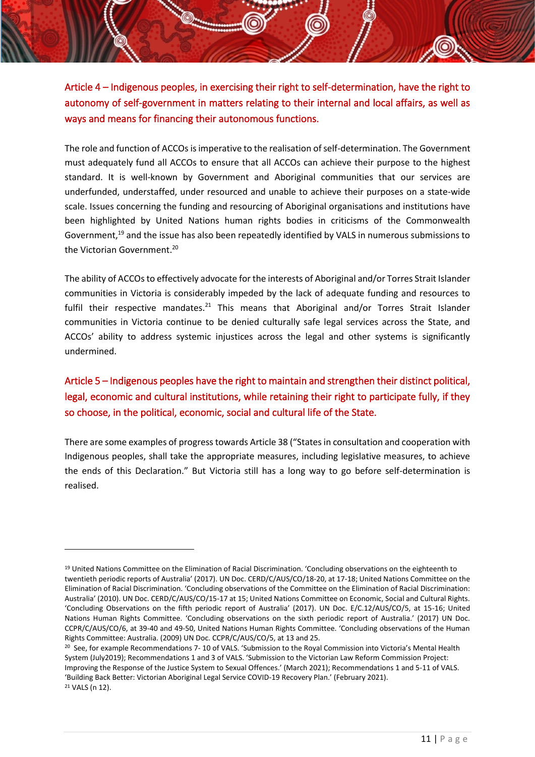## Article 4 – Indigenous peoples, in exercising their right to self-determination, have the right to autonomy of self-government in matters relating to their internal and local affairs, as well as ways and means for financing their autonomous functions.

The role and function of ACCOs is imperative to the realisation of self-determination. The Government must adequately fund all ACCOs to ensure that all ACCOs can achieve their purpose to the highest standard. It is well-known by Government and Aboriginal communities that our services are underfunded, understaffed, under resourced and unable to achieve their purposes on a state-wide scale. Issues concerning the funding and resourcing of Aboriginal organisations and institutions have been highlighted by United Nations human rights bodies in criticisms of the Commonwealth Government,[19] and the issue has also been repeatedly identified by VALS in numerous submissions to the Victorian Government.[20]

The ability of ACCOs to effectively advocate for the interests of Aboriginal and/or Torres Strait Islander communities in Victoria is considerably impeded by the lack of adequate funding and resources to fulfil their respective mandates.[21] This means that Aboriginal and/or Torres Strait Islander communities in Victoria continue to be denied culturally safe legal services across the State, and ACCOs' ability to address systemic injustices across the legal and other systems is significantly undermined.

## Article 5 – Indigenous peoples have the right to maintain and strengthen their distinct political, legal, economic and cultural institutions, while retaining their right to participate fully, if they so choose, in the political, economic, social and cultural life of the State.

There are some examples of progress towards Article 38 ("States in consultation and cooperation with Indigenous peoples, shall take the appropriate measures, including legislative measures, to achieve the ends of this Declaration." But Victoria still has a long way to go before self-determination is realised.

---

[19] United Nations Committee on the Elimination of Racial Discrimination. 'Concluding observations on the eighteenth to twentieth periodic reports of Australia' (2017). UN Doc. CERD/C/AUS/CO/18-20, at 17-18; United Nations Committee on the Elimination of Racial Discrimination. 'Concluding observations of the Committee on the Elimination of Racial Discrimination: Australia' (2010). UN Doc. CERD/C/AUS/CO/15-17 at 15; United Nations Committee on Economic, Social and Cultural Rights. 'Concluding Observations on the fifth periodic report of Australia' (2017). UN Doc. E/C.12/AUS/CO/5, at 15-16; United Nations Human Rights Committee. 'Concluding observations on the sixth periodic report of Australia.' (2017) UN Doc. CCPR/C/AUS/CO/6, at 39-40 and 49-50, United Nations Human Rights Committee. 'Concluding observations of the Human Rights Committee: Australia. (2009) UN Doc. CCPR/C/AUS/CO/5, at 13 and 25.

[20] See, for example Recommendations 7- 10 of VALS. 'Submission to the Royal Commission into Victoria's Mental Health System (July2019); Recommendations 1 and 3 of VALS. 'Submission to the Victorian Law Reform Commission Project: Improving the Response of the Justice System to Sexual Offences.' (March 2021); Recommendations 1 and 5-11 of VALS. 'Building Back Better: Victorian Aboriginal Legal Service COVID-19 Recovery Plan.' (February 2021).

[21] VALS (n 12).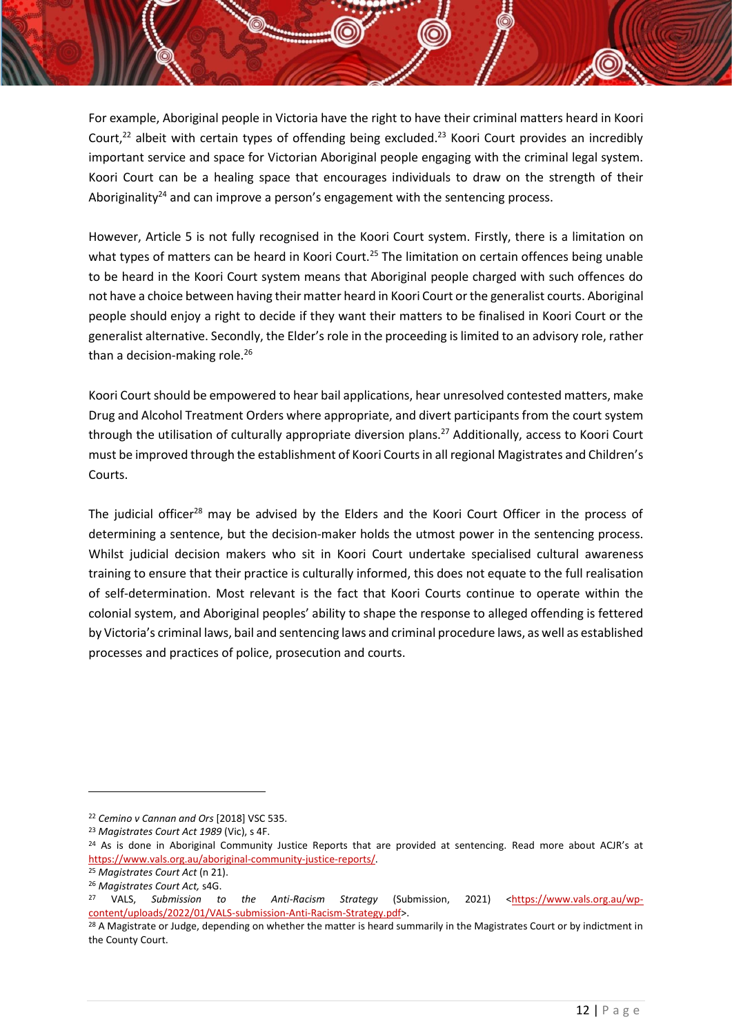For example, Aboriginal people in Victoria have the right to have their criminal matters heard in Koori Court,[22] albeit with certain types of offending being excluded.[23] Koori Court provides an incredibly important service and space for Victorian Aboriginal people engaging with the criminal legal system. Koori Court can be a healing space that encourages individuals to draw on the strength of their Aboriginality[24] and can improve a person's engagement with the sentencing process.

However, Article 5 is not fully recognised in the Koori Court system. Firstly, there is a limitation on what types of matters can be heard in Koori Court.[25] The limitation on certain offences being unable to be heard in the Koori Court system means that Aboriginal people charged with such offences do not have a choice between having their matter heard in Koori Court or the generalist courts. Aboriginal people should enjoy a right to decide if they want their matters to be finalised in Koori Court or the generalist alternative. Secondly, the Elder's role in the proceeding is limited to an advisory role, rather than a decision-making role.[26]

Koori Court should be empowered to hear bail applications, hear unresolved contested matters, make Drug and Alcohol Treatment Orders where appropriate, and divert participants from the court system through the utilisation of culturally appropriate diversion plans.[27] Additionally, access to Koori Court must be improved through the establishment of Koori Courts in all regional Magistrates and Children's Courts.

The judicial officer[28] may be advised by the Elders and the Koori Court Officer in the process of determining a sentence, but the decision-maker holds the utmost power in the sentencing process. Whilst judicial decision makers who sit in Koori Court undertake specialised cultural awareness training to ensure that their practice is culturally informed, this does not equate to the full realisation of self-determination. Most relevant is the fact that Koori Courts continue to operate within the colonial system, and Aboriginal peoples' ability to shape the response to alleged offending is fettered by Victoria's criminal laws, bail and sentencing laws and criminal procedure laws, as well as established processes and practices of police, prosecution and courts.

---

[22] *Cemino v Cannan and Ors* [2018] VSC 535.

[23] *Magistrates Court Act 1989* (Vic), s 4F.

[24] As is done in Aboriginal Community Justice Reports that are provided at sentencing. Read more about ACJR's at https://www.vals.org.au/aboriginal-community-justice-reports/.

[25] *Magistrates Court Act* (n 21).

[26] *Magistrates Court Act,* s4G.

[27] VALS, *Submission to the Anti-Racism Strategy* (Submission, 2021) <https://www.vals.org.au/wp-content/uploads/2022/01/VALS-submission-Anti-Racism-Strategy.pdf>.

[28] A Magistrate or Judge, depending on whether the matter is heard summarily in the Magistrates Court or by indictment in the County Court.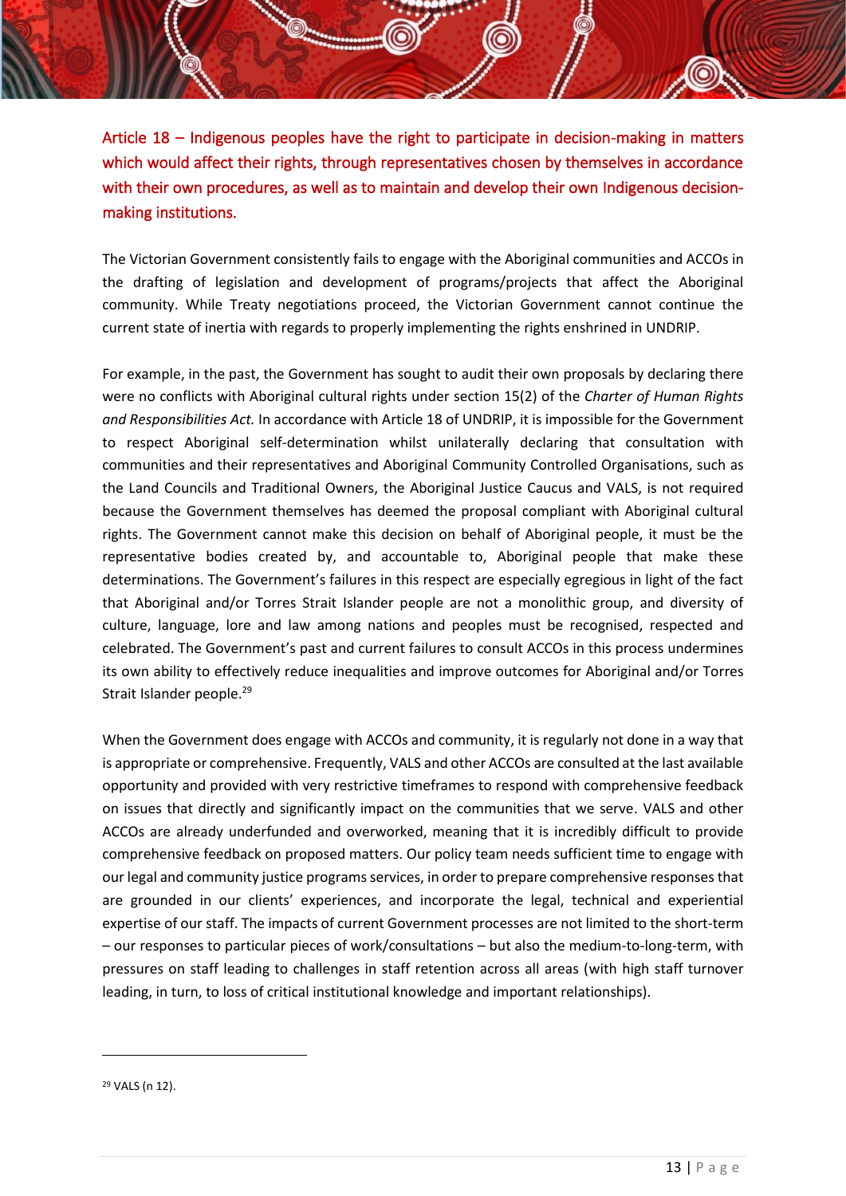## Article 18 – Indigenous peoples have the right to participate in decision-making in matters which would affect their rights, through representatives chosen by themselves in accordance with their own procedures, as well as to maintain and develop their own Indigenous decision-making institutions.

The Victorian Government consistently fails to engage with the Aboriginal communities and ACCOs in the drafting of legislation and development of programs/projects that affect the Aboriginal community. While Treaty negotiations proceed, the Victorian Government cannot continue the current state of inertia with regards to properly implementing the rights enshrined in UNDRIP.

For example, in the past, the Government has sought to audit their own proposals by declaring there were no conflicts with Aboriginal cultural rights under section 15(2) of the *Charter of Human Rights and Responsibilities Act.* In accordance with Article 18 of UNDRIP, it is impossible for the Government to respect Aboriginal self-determination whilst unilaterally declaring that consultation with communities and their representatives and Aboriginal Community Controlled Organisations, such as the Land Councils and Traditional Owners, the Aboriginal Justice Caucus and VALS, is not required because the Government themselves has deemed the proposal compliant with Aboriginal cultural rights. The Government cannot make this decision on behalf of Aboriginal people, it must be the representative bodies created by, and accountable to, Aboriginal people that make these determinations. The Government's failures in this respect are especially egregious in light of the fact that Aboriginal and/or Torres Strait Islander people are not a monolithic group, and diversity of culture, language, lore and law among nations and peoples must be recognised, respected and celebrated. The Government's past and current failures to consult ACCOs in this process undermines its own ability to effectively reduce inequalities and improve outcomes for Aboriginal and/or Torres Strait Islander people.[29]

When the Government does engage with ACCOs and community, it is regularly not done in a way that is appropriate or comprehensive. Frequently, VALS and other ACCOs are consulted at the last available opportunity and provided with very restrictive timeframes to respond with comprehensive feedback on issues that directly and significantly impact on the communities that we serve. VALS and other ACCOs are already underfunded and overworked, meaning that it is incredibly difficult to provide comprehensive feedback on proposed matters. Our policy team needs sufficient time to engage with our legal and community justice programs services, in order to prepare comprehensive responses that are grounded in our clients' experiences, and incorporate the legal, technical and experiential expertise of our staff. The impacts of current Government processes are not limited to the short-term – our responses to particular pieces of work/consultations – but also the medium-to-long-term, with pressures on staff leading to challenges in staff retention across all areas (with high staff turnover leading, in turn, to loss of critical institutional knowledge and important relationships).

---

[29] VALS (n 12).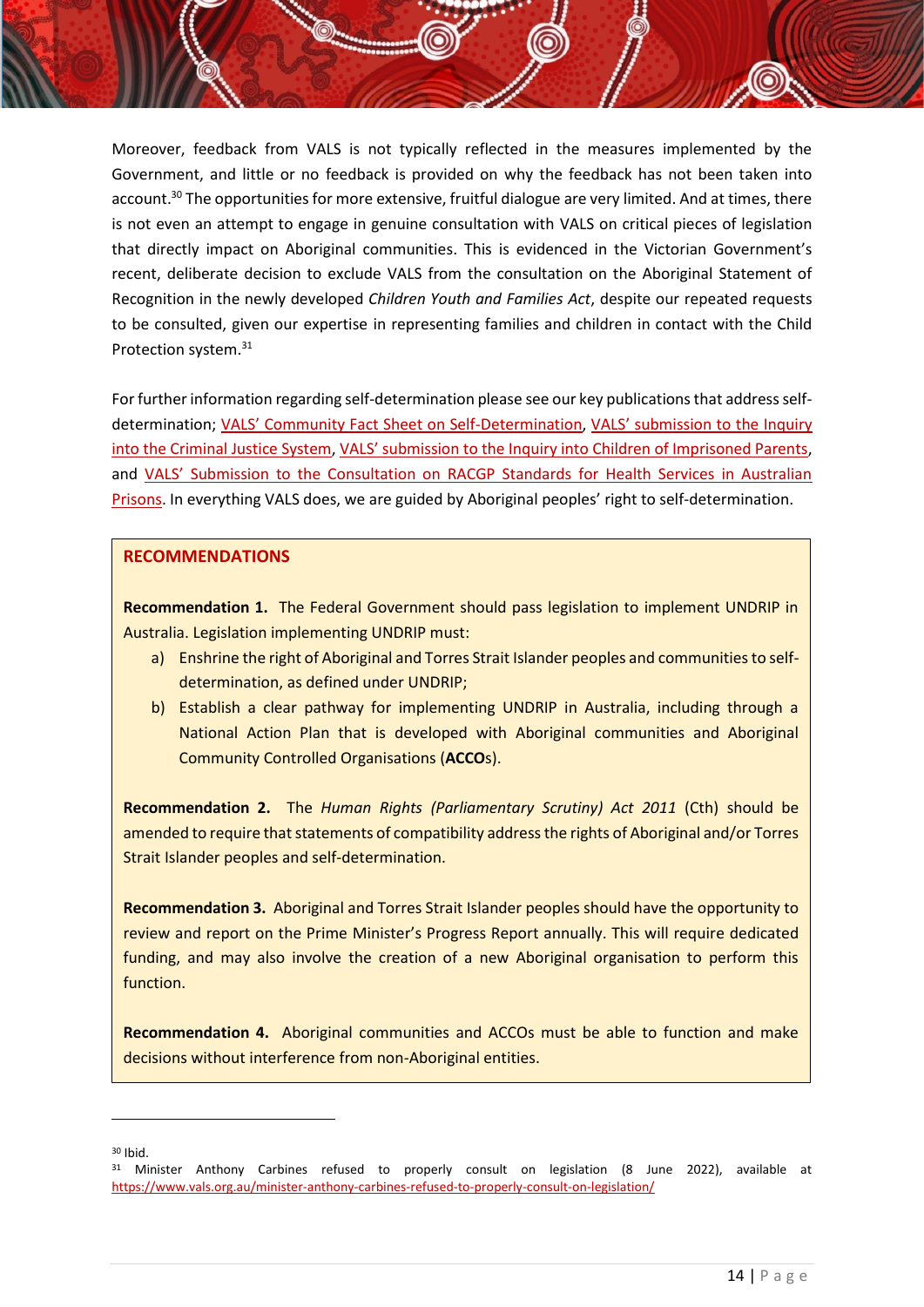Moreover, feedback from VALS is not typically reflected in the measures implemented by the Government, and little or no feedback is provided on why the feedback has not been taken into account.[30] The opportunities for more extensive, fruitful dialogue are very limited. And at times, there is not even an attempt to engage in genuine consultation with VALS on critical pieces of legislation that directly impact on Aboriginal communities. This is evidenced in the Victorian Government's recent, deliberate decision to exclude VALS from the consultation on the Aboriginal Statement of Recognition in the newly developed *Children Youth and Families Act*, despite our repeated requests to be consulted, given our expertise in representing families and children in contact with the Child Protection system.[31]

For further information regarding self-determination please see our key publications that address self-determination; VALS' Community Fact Sheet on Self-Determination, VALS' submission to the Inquiry into the Criminal Justice System, VALS' submission to the Inquiry into Children of Imprisoned Parents, and VALS' Submission to the Consultation on RACGP Standards for Health Services in Australian Prisons. In everything VALS does, we are guided by Aboriginal peoples' right to self-determination.

## RECOMMENDATIONS

**Recommendation 1.** The Federal Government should pass legislation to implement UNDRIP in Australia. Legislation implementing UNDRIP must:

a) Enshrine the right of Aboriginal and Torres Strait Islander peoples and communities to self-determination, as defined under UNDRIP;
b) Establish a clear pathway for implementing UNDRIP in Australia, including through a National Action Plan that is developed with Aboriginal communities and Aboriginal Community Controlled Organisations (**ACCO**s).

**Recommendation 2.** The *Human Rights (Parliamentary Scrutiny) Act 2011* (Cth) should be amended to require that statements of compatibility address the rights of Aboriginal and/or Torres Strait Islander peoples and self-determination.

**Recommendation 3.** Aboriginal and Torres Strait Islander peoples should have the opportunity to review and report on the Prime Minister's Progress Report annually. This will require dedicated funding, and may also involve the creation of a new Aboriginal organisation to perform this function.

**Recommendation 4.** Aboriginal communities and ACCOs must be able to function and make decisions without interference from non-Aboriginal entities.

---

[30] Ibid.

[31] Minister Anthony Carbines refused to properly consult on legislation (8 June 2022), available at https://www.vals.org.au/minister-anthony-carbines-refused-to-properly-consult-on-legislation/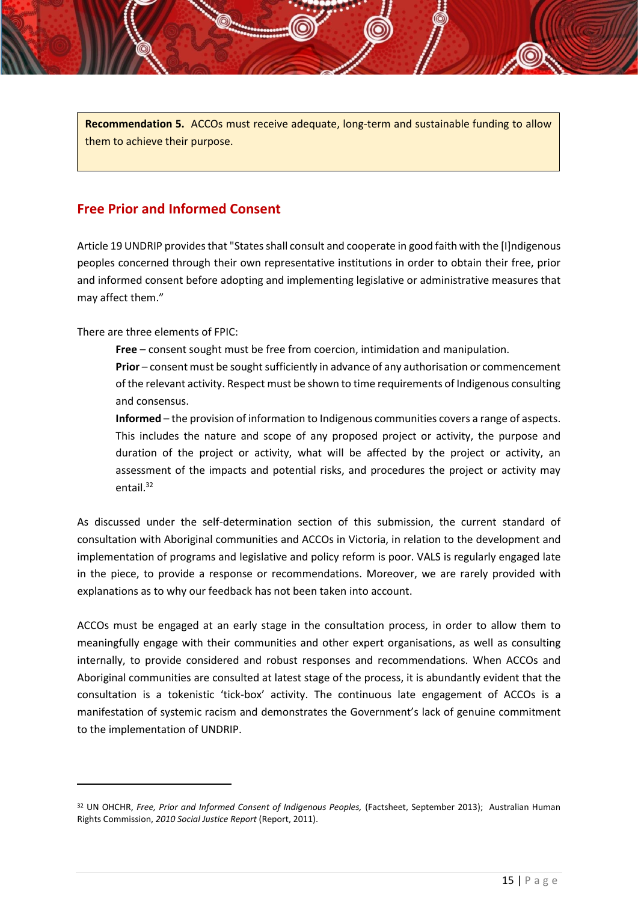**Recommendation 5.** ACCOs must receive adequate, long-term and sustainable funding to allow them to achieve their purpose.

## Free Prior and Informed Consent

Article 19 UNDRIP provides that "States shall consult and cooperate in good faith with the [I]ndigenous peoples concerned through their own representative institutions in order to obtain their free, prior and informed consent before adopting and implementing legislative or administrative measures that may affect them."

There are three elements of FPIC:

> **Free** – consent sought must be free from coercion, intimidation and manipulation.
>
> **Prior** – consent must be sought sufficiently in advance of any authorisation or commencement of the relevant activity. Respect must be shown to time requirements of Indigenous consulting and consensus.
>
> **Informed** – the provision of information to Indigenous communities covers a range of aspects. This includes the nature and scope of any proposed project or activity, the purpose and duration of the project or activity, what will be affected by the project or activity, an assessment of the impacts and potential risks, and procedures the project or activity may entail.[32]

As discussed under the self-determination section of this submission, the current standard of consultation with Aboriginal communities and ACCOs in Victoria, in relation to the development and implementation of programs and legislative and policy reform is poor. VALS is regularly engaged late in the piece, to provide a response or recommendations. Moreover, we are rarely provided with explanations as to why our feedback has not been taken into account.

ACCOs must be engaged at an early stage in the consultation process, in order to allow them to meaningfully engage with their communities and other expert organisations, as well as consulting internally, to provide considered and robust responses and recommendations. When ACCOs and Aboriginal communities are consulted at latest stage of the process, it is abundantly evident that the consultation is a tokenistic 'tick-box' activity. The continuous late engagement of ACCOs is a manifestation of systemic racism and demonstrates the Government's lack of genuine commitment to the implementation of UNDRIP.

---

[32] UN OHCHR, *Free, Prior and Informed Consent of Indigenous Peoples,* (Factsheet, September 2013); Australian Human Rights Commission, *2010 Social Justice Report* (Report, 2011).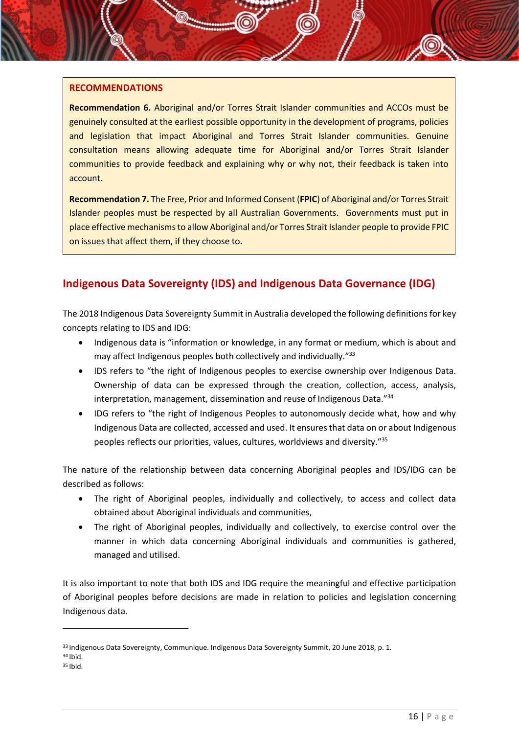**RECOMMENDATIONS**

**Recommendation 6.** Aboriginal and/or Torres Strait Islander communities and ACCOs must be genuinely consulted at the earliest possible opportunity in the development of programs, policies and legislation that impact Aboriginal and Torres Strait Islander communities. Genuine consultation means allowing adequate time for Aboriginal and/or Torres Strait Islander communities to provide feedback and explaining why or why not, their feedback is taken into account.

**Recommendation 7.** The Free, Prior and Informed Consent (**FPIC**) of Aboriginal and/or Torres Strait Islander peoples must be respected by all Australian Governments. Governments must put in place effective mechanisms to allow Aboriginal and/or Torres Strait Islander people to provide FPIC on issues that affect them, if they choose to.

## Indigenous Data Sovereignty (IDS) and Indigenous Data Governance (IDG)

The 2018 Indigenous Data Sovereignty Summit in Australia developed the following definitions for key concepts relating to IDS and IDG:

- Indigenous data is "information or knowledge, in any format or medium, which is about and may affect Indigenous peoples both collectively and individually."[33]
- IDS refers to "the right of Indigenous peoples to exercise ownership over Indigenous Data. Ownership of data can be expressed through the creation, collection, access, analysis, interpretation, management, dissemination and reuse of Indigenous Data."[34]
- IDG refers to "the right of Indigenous Peoples to autonomously decide what, how and why Indigenous Data are collected, accessed and used. It ensures that data on or about Indigenous peoples reflects our priorities, values, cultures, worldviews and diversity."[35]

The nature of the relationship between data concerning Aboriginal peoples and IDS/IDG can be described as follows:

- The right of Aboriginal peoples, individually and collectively, to access and collect data obtained about Aboriginal individuals and communities,
- The right of Aboriginal peoples, individually and collectively, to exercise control over the manner in which data concerning Aboriginal individuals and communities is gathered, managed and utilised.

It is also important to note that both IDS and IDG require the meaningful and effective participation of Aboriginal peoples before decisions are made in relation to policies and legislation concerning Indigenous data.

---

[33] Indigenous Data Sovereignty, Communique. Indigenous Data Sovereignty Summit, 20 June 2018, p. 1.
[34] Ibid.
[35] Ibid.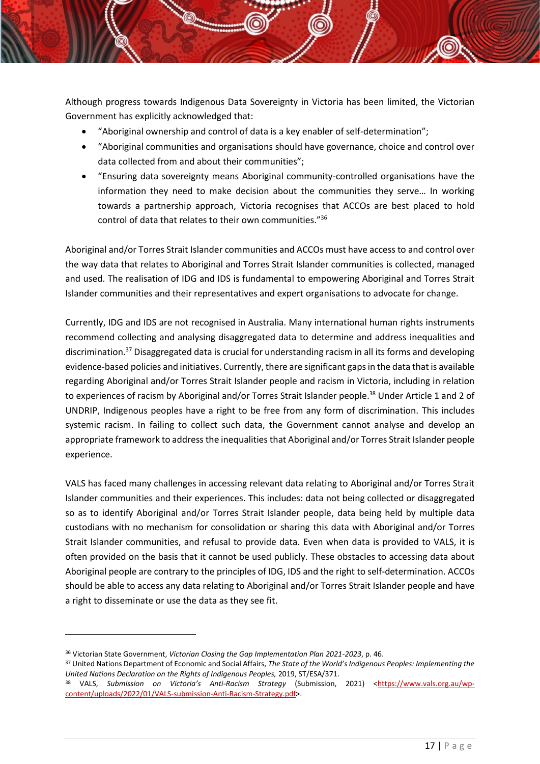Although progress towards Indigenous Data Sovereignty in Victoria has been limited, the Victorian Government has explicitly acknowledged that:

- "Aboriginal ownership and control of data is a key enabler of self-determination";
- "Aboriginal communities and organisations should have governance, choice and control over data collected from and about their communities";
- "Ensuring data sovereignty means Aboriginal community-controlled organisations have the information they need to make decision about the communities they serve… In working towards a partnership approach, Victoria recognises that ACCOs are best placed to hold control of data that relates to their own communities."[36]

Aboriginal and/or Torres Strait Islander communities and ACCOs must have access to and control over the way data that relates to Aboriginal and Torres Strait Islander communities is collected, managed and used. The realisation of IDG and IDS is fundamental to empowering Aboriginal and Torres Strait Islander communities and their representatives and expert organisations to advocate for change.

Currently, IDG and IDS are not recognised in Australia. Many international human rights instruments recommend collecting and analysing disaggregated data to determine and address inequalities and discrimination.[37] Disaggregated data is crucial for understanding racism in all its forms and developing evidence-based policies and initiatives. Currently, there are significant gaps in the data that is available regarding Aboriginal and/or Torres Strait Islander people and racism in Victoria, including in relation to experiences of racism by Aboriginal and/or Torres Strait Islander people.[38] Under Article 1 and 2 of UNDRIP, Indigenous peoples have a right to be free from any form of discrimination. This includes systemic racism. In failing to collect such data, the Government cannot analyse and develop an appropriate framework to address the inequalities that Aboriginal and/or Torres Strait Islander people experience.

VALS has faced many challenges in accessing relevant data relating to Aboriginal and/or Torres Strait Islander communities and their experiences. This includes: data not being collected or disaggregated so as to identify Aboriginal and/or Torres Strait Islander people, data being held by multiple data custodians with no mechanism for consolidation or sharing this data with Aboriginal and/or Torres Strait Islander communities, and refusal to provide data. Even when data is provided to VALS, it is often provided on the basis that it cannot be used publicly. These obstacles to accessing data about Aboriginal people are contrary to the principles of IDG, IDS and the right to self-determination. ACCOs should be able to access any data relating to Aboriginal and/or Torres Strait Islander people and have a right to disseminate or use the data as they see fit.

---

[36] Victorian State Government, *Victorian Closing the Gap Implementation Plan 2021-2023*, p. 46.

[37] United Nations Department of Economic and Social Affairs, *The State of the World's Indigenous Peoples: Implementing the United Nations Declaration on the Rights of Indigenous Peoples,* 2019, ST/ESA/371.

[38] VALS, *Submission on Victoria's Anti-Racism Strategy* (Submission, 2021) <https://www.vals.org.au/wp-content/uploads/2022/01/VALS-submission-Anti-Racism-Strategy.pdf>.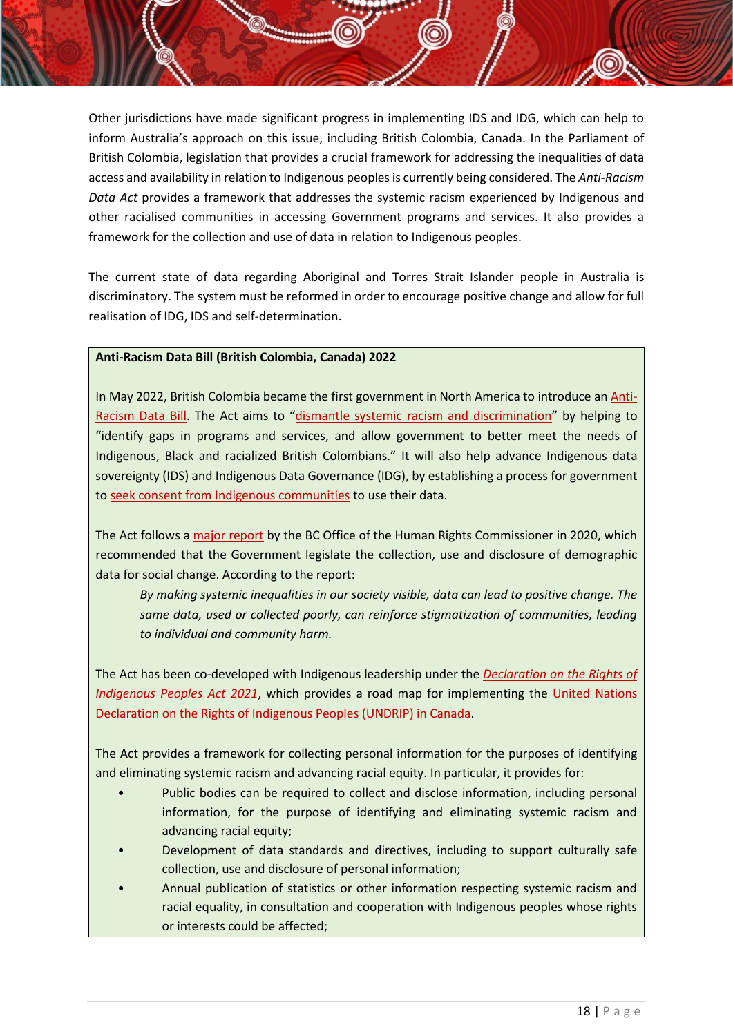Other jurisdictions have made significant progress in implementing IDS and IDG, which can help to inform Australia's approach on this issue, including British Colombia, Canada. In the Parliament of British Colombia, legislation that provides a crucial framework for addressing the inequalities of data access and availability in relation to Indigenous peoples is currently being considered. The *Anti-Racism Data Act* provides a framework that addresses the systemic racism experienced by Indigenous and other racialised communities in accessing Government programs and services. It also provides a framework for the collection and use of data in relation to Indigenous peoples.

The current state of data regarding Aboriginal and Torres Strait Islander people in Australia is discriminatory. The system must be reformed in order to encourage positive change and allow for full realisation of IDG, IDS and self-determination.

---

**Anti-Racism Data Bill (British Colombia, Canada) 2022**

In May 2022, British Colombia became the first government in North America to introduce an Anti-Racism Data Bill. The Act aims to "dismantle systemic racism and discrimination" by helping to "identify gaps in programs and services, and allow government to better meet the needs of Indigenous, Black and racialized British Colombians." It will also help advance Indigenous data sovereignty (IDS) and Indigenous Data Governance (IDG), by establishing a process for government to seek consent from Indigenous communities to use their data.

The Act follows a major report by the BC Office of the Human Rights Commissioner in 2020, which recommended that the Government legislate the collection, use and disclosure of demographic data for social change. According to the report:

> *By making systemic inequalities in our society visible, data can lead to positive change. The same data, used or collected poorly, can reinforce stigmatization of communities, leading to individual and community harm.*

The Act has been co-developed with Indigenous leadership under the *Declaration on the Rights of Indigenous Peoples Act 2021*, which provides a road map for implementing the United Nations Declaration on the Rights of Indigenous Peoples (UNDRIP) in Canada.

The Act provides a framework for collecting personal information for the purposes of identifying and eliminating systemic racism and advancing racial equity. In particular, it provides for:

- Public bodies can be required to collect and disclose information, including personal information, for the purpose of identifying and eliminating systemic racism and advancing racial equity;
- Development of data standards and directives, including to support culturally safe collection, use and disclosure of personal information;
- Annual publication of statistics or other information respecting systemic racism and racial equality, in consultation and cooperation with Indigenous peoples whose rights or interests could be affected;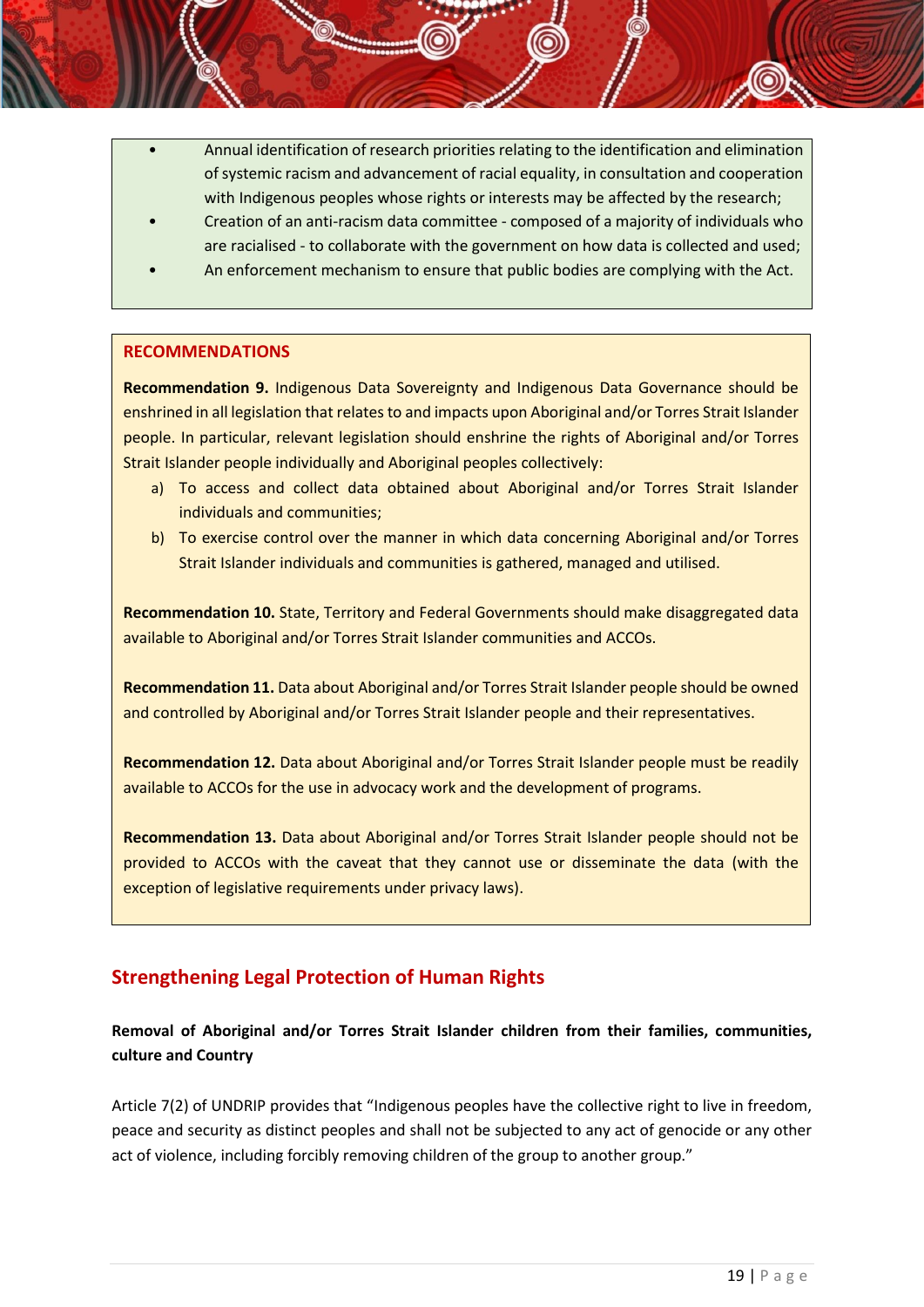- Annual identification of research priorities relating to the identification and elimination of systemic racism and advancement of racial equality, in consultation and cooperation with Indigenous peoples whose rights or interests may be affected by the research;
- Creation of an anti-racism data committee - composed of a majority of individuals who are racialised - to collaborate with the government on how data is collected and used;
- An enforcement mechanism to ensure that public bodies are complying with the Act.

**RECOMMENDATIONS**

**Recommendation 9.** Indigenous Data Sovereignty and Indigenous Data Governance should be enshrined in all legislation that relates to and impacts upon Aboriginal and/or Torres Strait Islander people. In particular, relevant legislation should enshrine the rights of Aboriginal and/or Torres Strait Islander people individually and Aboriginal peoples collectively:

a) To access and collect data obtained about Aboriginal and/or Torres Strait Islander individuals and communities;
b) To exercise control over the manner in which data concerning Aboriginal and/or Torres Strait Islander individuals and communities is gathered, managed and utilised.

**Recommendation 10.** State, Territory and Federal Governments should make disaggregated data available to Aboriginal and/or Torres Strait Islander communities and ACCOs.

**Recommendation 11.** Data about Aboriginal and/or Torres Strait Islander people should be owned and controlled by Aboriginal and/or Torres Strait Islander people and their representatives.

**Recommendation 12.** Data about Aboriginal and/or Torres Strait Islander people must be readily available to ACCOs for the use in advocacy work and the development of programs.

**Recommendation 13.** Data about Aboriginal and/or Torres Strait Islander people should not be provided to ACCOs with the caveat that they cannot use or disseminate the data (with the exception of legislative requirements under privacy laws).

## Strengthening Legal Protection of Human Rights

**Removal of Aboriginal and/or Torres Strait Islander children from their families, communities, culture and Country**

Article 7(2) of UNDRIP provides that "Indigenous peoples have the collective right to live in freedom, peace and security as distinct peoples and shall not be subjected to any act of genocide or any other act of violence, including forcibly removing children of the group to another group."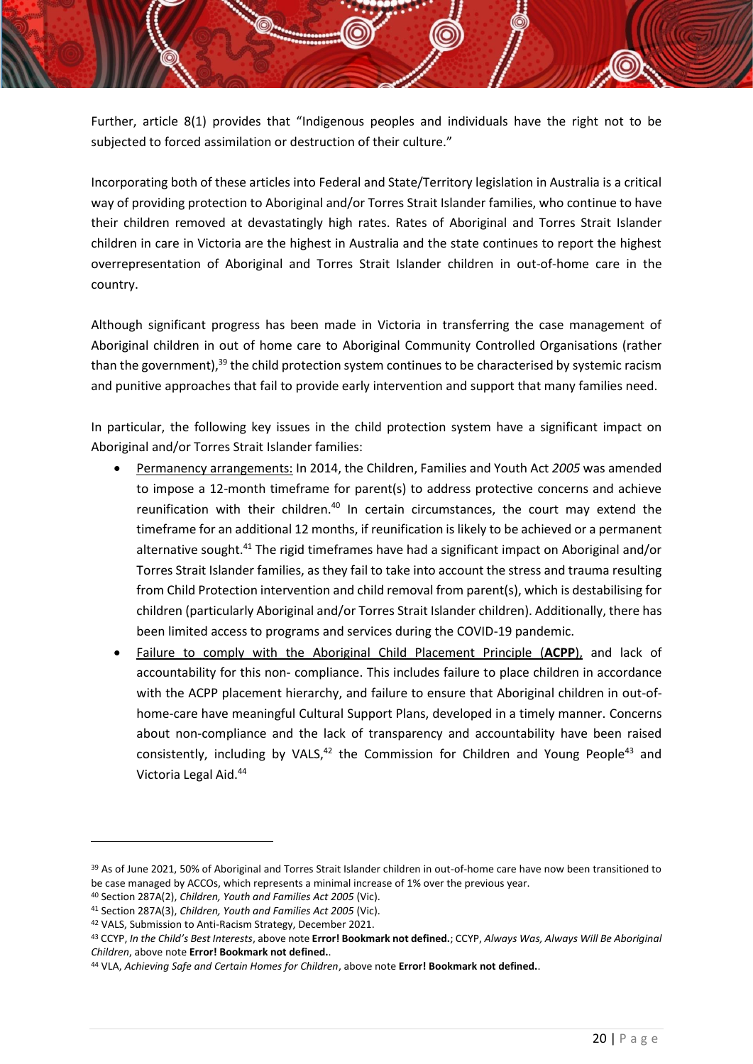Further, article 8(1) provides that "Indigenous peoples and individuals have the right not to be subjected to forced assimilation or destruction of their culture."

Incorporating both of these articles into Federal and State/Territory legislation in Australia is a critical way of providing protection to Aboriginal and/or Torres Strait Islander families, who continue to have their children removed at devastatingly high rates. Rates of Aboriginal and Torres Strait Islander children in care in Victoria are the highest in Australia and the state continues to report the highest overrepresentation of Aboriginal and Torres Strait Islander children in out-of-home care in the country.

Although significant progress has been made in Victoria in transferring the case management of Aboriginal children in out of home care to Aboriginal Community Controlled Organisations (rather than the government),[39] the child protection system continues to be characterised by systemic racism and punitive approaches that fail to provide early intervention and support that many families need.

In particular, the following key issues in the child protection system have a significant impact on Aboriginal and/or Torres Strait Islander families:

- Permanency arrangements: In 2014, the Children, Families and Youth Act *2005* was amended to impose a 12-month timeframe for parent(s) to address protective concerns and achieve reunification with their children.[40] In certain circumstances, the court may extend the timeframe for an additional 12 months, if reunification is likely to be achieved or a permanent alternative sought.[41] The rigid timeframes have had a significant impact on Aboriginal and/or Torres Strait Islander families, as they fail to take into account the stress and trauma resulting from Child Protection intervention and child removal from parent(s), which is destabilising for children (particularly Aboriginal and/or Torres Strait Islander children). Additionally, there has been limited access to programs and services during the COVID-19 pandemic.
- Failure to comply with the Aboriginal Child Placement Principle (**ACPP**), and lack of accountability for this non- compliance. This includes failure to place children in accordance with the ACPP placement hierarchy, and failure to ensure that Aboriginal children in out-of-home-care have meaningful Cultural Support Plans, developed in a timely manner. Concerns about non-compliance and the lack of transparency and accountability have been raised consistently, including by VALS,[42] the Commission for Children and Young People[43] and Victoria Legal Aid.[44]

---

[39] As of June 2021, 50% of Aboriginal and Torres Strait Islander children in out-of-home care have now been transitioned to be case managed by ACCOs, which represents a minimal increase of 1% over the previous year.

[40] Section 287A(2), *Children, Youth and Families Act 2005* (Vic).

[41] Section 287A(3), *Children, Youth and Families Act 2005* (Vic).

[42] VALS, Submission to Anti-Racism Strategy, December 2021.

[43] CCYP, *In the Child's Best Interests*, above note **Error! Bookmark not defined.**; CCYP, *Always Was, Always Will Be Aboriginal Children*, above note **Error! Bookmark not defined.**.

[44] VLA, *Achieving Safe and Certain Homes for Children*, above note **Error! Bookmark not defined.**.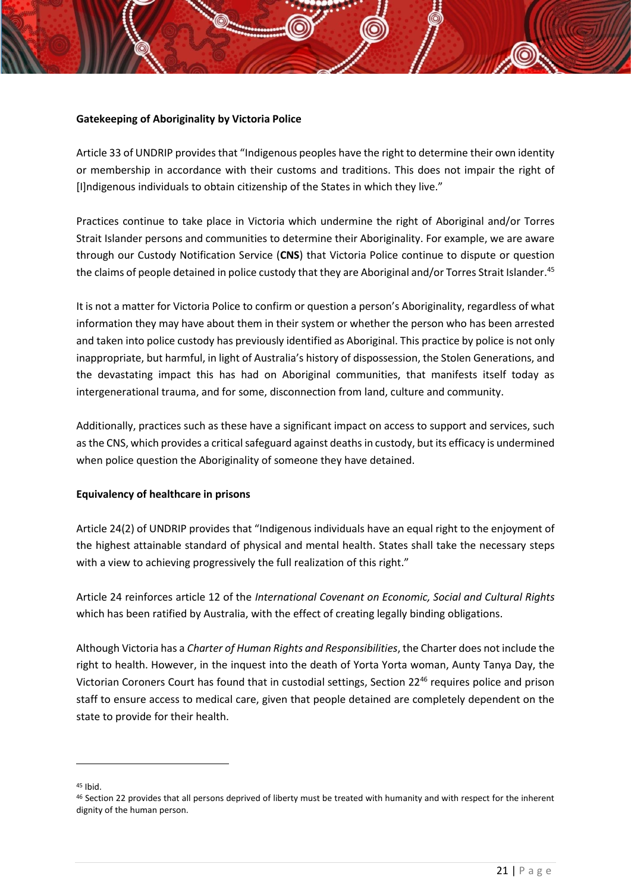**Gatekeeping of Aboriginality by Victoria Police**

Article 33 of UNDRIP provides that "Indigenous peoples have the right to determine their own identity or membership in accordance with their customs and traditions. This does not impair the right of [I]ndigenous individuals to obtain citizenship of the States in which they live."

Practices continue to take place in Victoria which undermine the right of Aboriginal and/or Torres Strait Islander persons and communities to determine their Aboriginality. For example, we are aware through our Custody Notification Service (**CNS**) that Victoria Police continue to dispute or question the claims of people detained in police custody that they are Aboriginal and/or Torres Strait Islander.[45]

It is not a matter for Victoria Police to confirm or question a person's Aboriginality, regardless of what information they may have about them in their system or whether the person who has been arrested and taken into police custody has previously identified as Aboriginal. This practice by police is not only inappropriate, but harmful, in light of Australia's history of dispossession, the Stolen Generations, and the devastating impact this has had on Aboriginal communities, that manifests itself today as intergenerational trauma, and for some, disconnection from land, culture and community.

Additionally, practices such as these have a significant impact on access to support and services, such as the CNS, which provides a critical safeguard against deaths in custody, but its efficacy is undermined when police question the Aboriginality of someone they have detained.

**Equivalency of healthcare in prisons**

Article 24(2) of UNDRIP provides that "Indigenous individuals have an equal right to the enjoyment of the highest attainable standard of physical and mental health. States shall take the necessary steps with a view to achieving progressively the full realization of this right."

Article 24 reinforces article 12 of the *International Covenant on Economic, Social and Cultural Rights* which has been ratified by Australia, with the effect of creating legally binding obligations.

Although Victoria has a *Charter of Human Rights and Responsibilities*, the Charter does not include the right to health. However, in the inquest into the death of Yorta Yorta woman, Aunty Tanya Day, the Victorian Coroners Court has found that in custodial settings, Section 22[46] requires police and prison staff to ensure access to medical care, given that people detained are completely dependent on the state to provide for their health.

---

[45] Ibid.

[46] Section 22 provides that all persons deprived of liberty must be treated with humanity and with respect for the inherent dignity of the human person.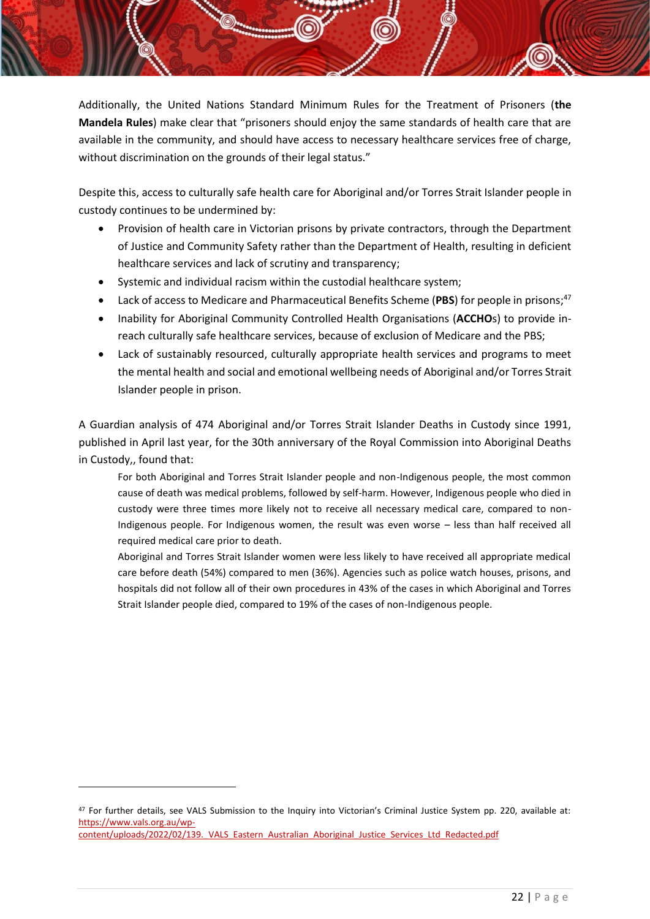Additionally, the United Nations Standard Minimum Rules for the Treatment of Prisoners (**the Mandela Rules**) make clear that "prisoners should enjoy the same standards of health care that are available in the community, and should have access to necessary healthcare services free of charge, without discrimination on the grounds of their legal status."

Despite this, access to culturally safe health care for Aboriginal and/or Torres Strait Islander people in custody continues to be undermined by:

- Provision of health care in Victorian prisons by private contractors, through the Department of Justice and Community Safety rather than the Department of Health, resulting in deficient healthcare services and lack of scrutiny and transparency;
- Systemic and individual racism within the custodial healthcare system;
- Lack of access to Medicare and Pharmaceutical Benefits Scheme (**PBS**) for people in prisons;[47]
- Inability for Aboriginal Community Controlled Health Organisations (**ACCHO**s) to provide in-reach culturally safe healthcare services, because of exclusion of Medicare and the PBS;
- Lack of sustainably resourced, culturally appropriate health services and programs to meet the mental health and social and emotional wellbeing needs of Aboriginal and/or Torres Strait Islander people in prison.

A Guardian analysis of 474 Aboriginal and/or Torres Strait Islander Deaths in Custody since 1991, published in April last year, for the 30th anniversary of the Royal Commission into Aboriginal Deaths in Custody,, found that:

> For both Aboriginal and Torres Strait Islander people and non-Indigenous people, the most common cause of death was medical problems, followed by self-harm. However, Indigenous people who died in custody were three times more likely not to receive all necessary medical care, compared to non-Indigenous people. For Indigenous women, the result was even worse – less than half received all required medical care prior to death.
>
> Aboriginal and Torres Strait Islander women were less likely to have received all appropriate medical care before death (54%) compared to men (36%). Agencies such as police watch houses, prisons, and hospitals did not follow all of their own procedures in 43% of the cases in which Aboriginal and Torres Strait Islander people died, compared to 19% of the cases of non-Indigenous people.

---

[47] For further details, see VALS Submission to the Inquiry into Victorian's Criminal Justice System pp. 220, available at: https://www.vals.org.au/wp-content/uploads/2022/02/139._VALS_Eastern_Australian_Aboriginal_Justice_Services_Ltd_Redacted.pdf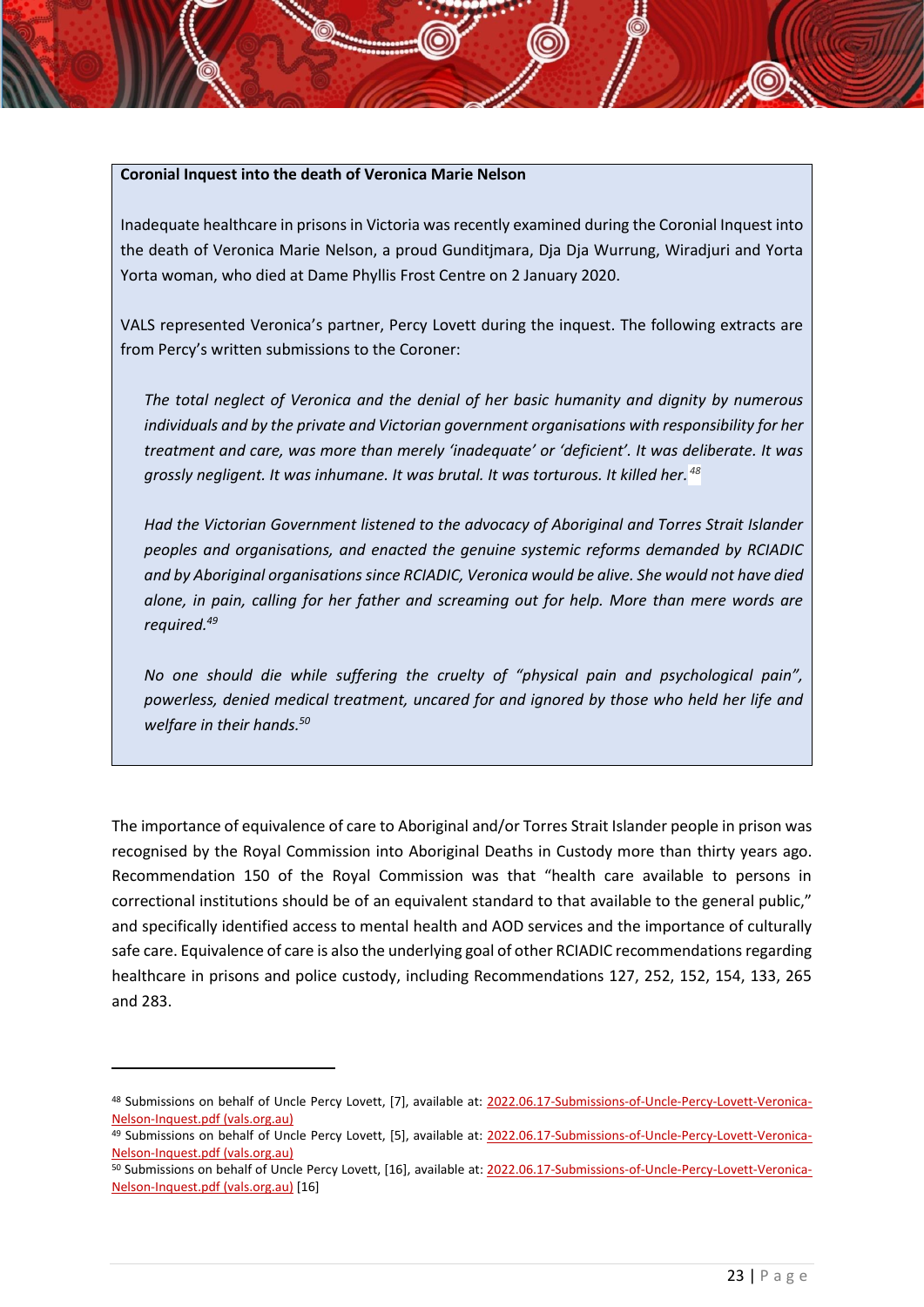**Coronial Inquest into the death of Veronica Marie Nelson**

Inadequate healthcare in prisons in Victoria was recently examined during the Coronial Inquest into the death of Veronica Marie Nelson, a proud Gunditjmara, Dja Dja Wurrung, Wiradjuri and Yorta Yorta woman, who died at Dame Phyllis Frost Centre on 2 January 2020.

VALS represented Veronica's partner, Percy Lovett during the inquest. The following extracts are from Percy's written submissions to the Coroner:

> *The total neglect of Veronica and the denial of her basic humanity and dignity by numerous individuals and by the private and Victorian government organisations with responsibility for her treatment and care, was more than merely 'inadequate' or 'deficient'. It was deliberate. It was grossly negligent. It was inhumane. It was brutal. It was torturous. It killed her.*[48]
>
> *Had the Victorian Government listened to the advocacy of Aboriginal and Torres Strait Islander peoples and organisations, and enacted the genuine systemic reforms demanded by RCIADIC and by Aboriginal organisations since RCIADIC, Veronica would be alive. She would not have died alone, in pain, calling for her father and screaming out for help. More than mere words are required.*[49]
>
> *No one should die while suffering the cruelty of "physical pain and psychological pain", powerless, denied medical treatment, uncared for and ignored by those who held her life and welfare in their hands.*[50]

The importance of equivalence of care to Aboriginal and/or Torres Strait Islander people in prison was recognised by the Royal Commission into Aboriginal Deaths in Custody more than thirty years ago. Recommendation 150 of the Royal Commission was that "health care available to persons in correctional institutions should be of an equivalent standard to that available to the general public," and specifically identified access to mental health and AOD services and the importance of culturally safe care. Equivalence of care is also the underlying goal of other RCIADIC recommendations regarding healthcare in prisons and police custody, including Recommendations 127, 252, 152, 154, 133, 265 and 283.

---

[48] Submissions on behalf of Uncle Percy Lovett, [7], available at: 2022.06.17-Submissions-of-Uncle-Percy-Lovett-Veronica-Nelson-Inquest.pdf (vals.org.au)

[49] Submissions on behalf of Uncle Percy Lovett, [5], available at: 2022.06.17-Submissions-of-Uncle-Percy-Lovett-Veronica-Nelson-Inquest.pdf (vals.org.au)

[50] Submissions on behalf of Uncle Percy Lovett, [16], available at: 2022.06.17-Submissions-of-Uncle-Percy-Lovett-Veronica-Nelson-Inquest.pdf (vals.org.au) [16]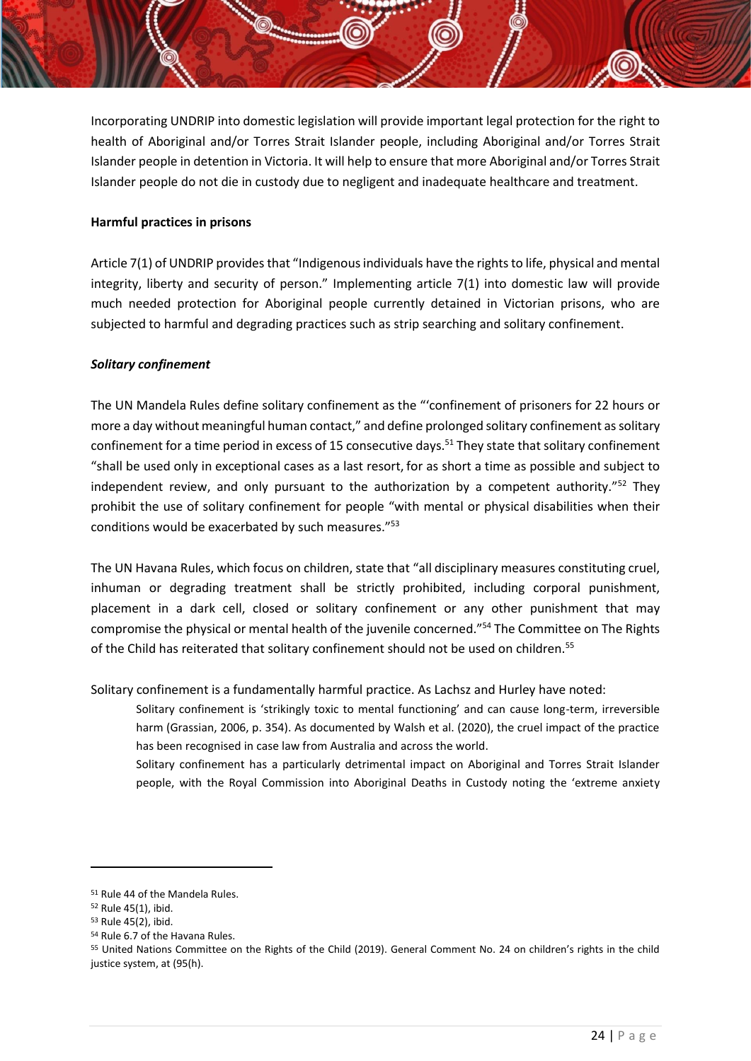Incorporating UNDRIP into domestic legislation will provide important legal protection for the right to health of Aboriginal and/or Torres Strait Islander people, including Aboriginal and/or Torres Strait Islander people in detention in Victoria. It will help to ensure that more Aboriginal and/or Torres Strait Islander people do not die in custody due to negligent and inadequate healthcare and treatment.

**Harmful practices in prisons**

Article 7(1) of UNDRIP provides that "Indigenous individuals have the rights to life, physical and mental integrity, liberty and security of person." Implementing article 7(1) into domestic law will provide much needed protection for Aboriginal people currently detained in Victorian prisons, who are subjected to harmful and degrading practices such as strip searching and solitary confinement.

***Solitary confinement***

The UN Mandela Rules define solitary confinement as the "'confinement of prisoners for 22 hours or more a day without meaningful human contact," and define prolonged solitary confinement as solitary confinement for a time period in excess of 15 consecutive days.[51] They state that solitary confinement "shall be used only in exceptional cases as a last resort, for as short a time as possible and subject to independent review, and only pursuant to the authorization by a competent authority."[52] They prohibit the use of solitary confinement for people "with mental or physical disabilities when their conditions would be exacerbated by such measures."[53]

The UN Havana Rules, which focus on children, state that "all disciplinary measures constituting cruel, inhuman or degrading treatment shall be strictly prohibited, including corporal punishment, placement in a dark cell, closed or solitary confinement or any other punishment that may compromise the physical or mental health of the juvenile concerned."[54] The Committee on The Rights of the Child has reiterated that solitary confinement should not be used on children.[55]

Solitary confinement is a fundamentally harmful practice. As Lachsz and Hurley have noted:

> Solitary confinement is 'strikingly toxic to mental functioning' and can cause long-term, irreversible harm (Grassian, 2006, p. 354). As documented by Walsh et al. (2020), the cruel impact of the practice has been recognised in case law from Australia and across the world.
>
> Solitary confinement has a particularly detrimental impact on Aboriginal and Torres Strait Islander people, with the Royal Commission into Aboriginal Deaths in Custody noting the 'extreme anxiety

---

[51] Rule 44 of the Mandela Rules.

[52] Rule 45(1), ibid.

[53] Rule 45(2), ibid.

[54] Rule 6.7 of the Havana Rules.

[55] United Nations Committee on the Rights of the Child (2019). General Comment No. 24 on children's rights in the child justice system, at (95(h).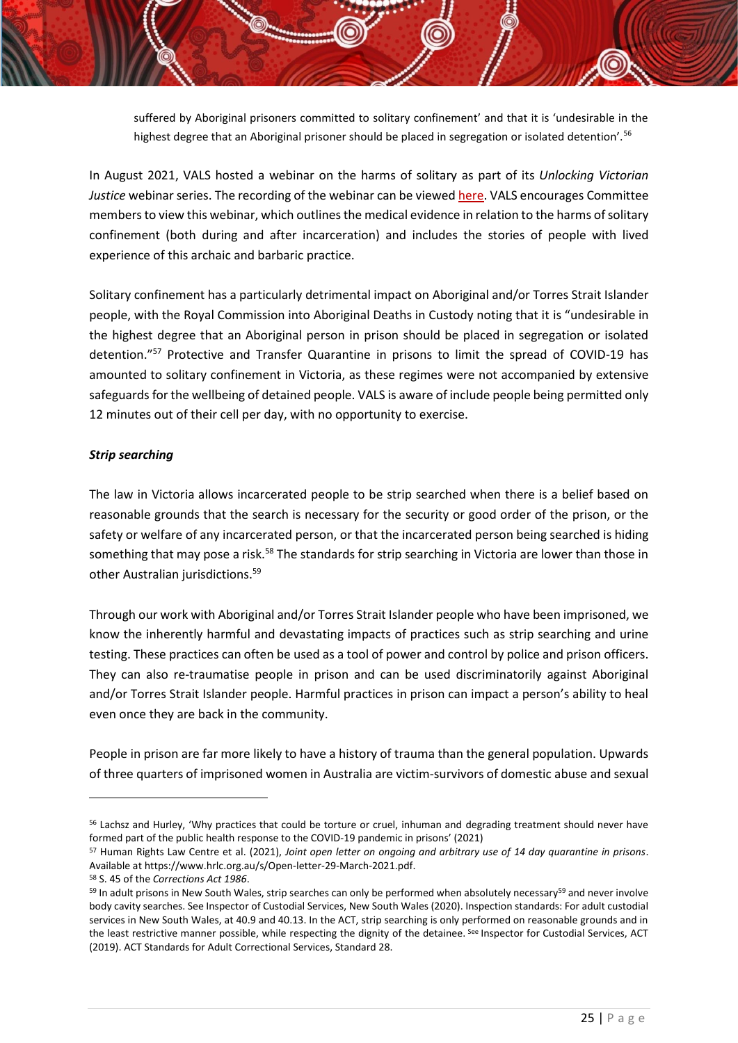suffered by Aboriginal prisoners committed to solitary confinement' and that it is 'undesirable in the highest degree that an Aboriginal prisoner should be placed in segregation or isolated detention'.[56]

In August 2021, VALS hosted a webinar on the harms of solitary as part of its *Unlocking Victorian Justice* webinar series. The recording of the webinar can be viewed here. VALS encourages Committee members to view this webinar, which outlines the medical evidence in relation to the harms of solitary confinement (both during and after incarceration) and includes the stories of people with lived experience of this archaic and barbaric practice.

Solitary confinement has a particularly detrimental impact on Aboriginal and/or Torres Strait Islander people, with the Royal Commission into Aboriginal Deaths in Custody noting that it is "undesirable in the highest degree that an Aboriginal person in prison should be placed in segregation or isolated detention."[57] Protective and Transfer Quarantine in prisons to limit the spread of COVID-19 has amounted to solitary confinement in Victoria, as these regimes were not accompanied by extensive safeguards for the wellbeing of detained people. VALS is aware of include people being permitted only 12 minutes out of their cell per day, with no opportunity to exercise.

***Strip searching***

The law in Victoria allows incarcerated people to be strip searched when there is a belief based on reasonable grounds that the search is necessary for the security or good order of the prison, or the safety or welfare of any incarcerated person, or that the incarcerated person being searched is hiding something that may pose a risk.[58] The standards for strip searching in Victoria are lower than those in other Australian jurisdictions.[59]

Through our work with Aboriginal and/or Torres Strait Islander people who have been imprisoned, we know the inherently harmful and devastating impacts of practices such as strip searching and urine testing. These practices can often be used as a tool of power and control by police and prison officers. They can also re-traumatise people in prison and can be used discriminatorily against Aboriginal and/or Torres Strait Islander people. Harmful practices in prison can impact a person's ability to heal even once they are back in the community.

People in prison are far more likely to have a history of trauma than the general population. Upwards of three quarters of imprisoned women in Australia are victim-survivors of domestic abuse and sexual

---

[56] Lachsz and Hurley, 'Why practices that could be torture or cruel, inhuman and degrading treatment should never have formed part of the public health response to the COVID-19 pandemic in prisons' (2021)

[57] Human Rights Law Centre et al. (2021), *Joint open letter on ongoing and arbitrary use of 14 day quarantine in prisons*. Available at https://www.hrlc.org.au/s/Open-letter-29-March-2021.pdf.

[58] S. 45 of the *Corrections Act 1986*.

[59] In adult prisons in New South Wales, strip searches can only be performed when absolutely necessary[59] and never involve body cavity searches. See Inspector of Custodial Services, New South Wales (2020). Inspection standards: For adult custodial services in New South Wales, at 40.9 and 40.13. In the ACT, strip searching is only performed on reasonable grounds and in the least restrictive manner possible, while respecting the dignity of the detainee. [See] Inspector for Custodial Services, ACT (2019). ACT Standards for Adult Correctional Services, Standard 28.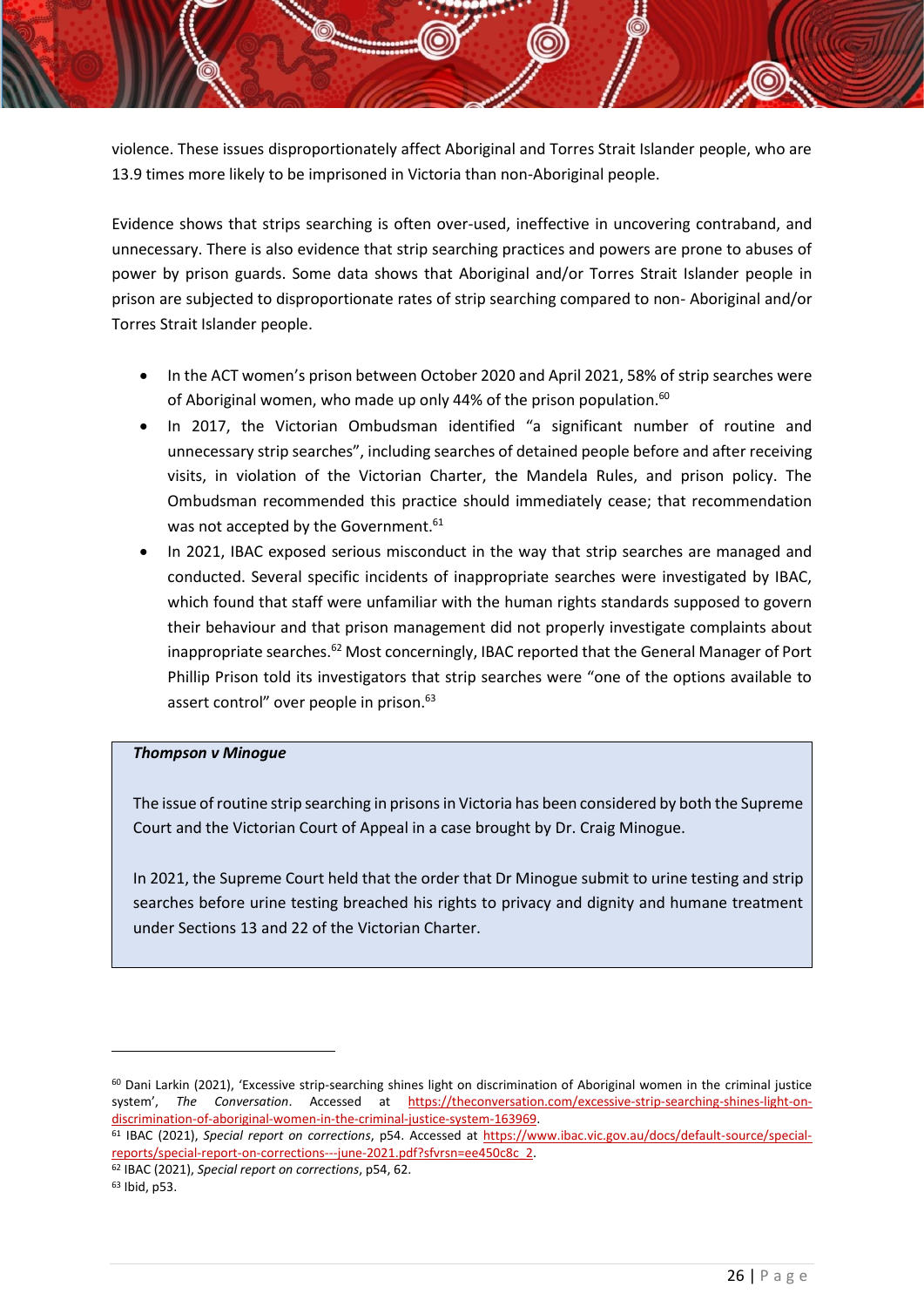violence. These issues disproportionately affect Aboriginal and Torres Strait Islander people, who are 13.9 times more likely to be imprisoned in Victoria than non-Aboriginal people.

Evidence shows that strips searching is often over-used, ineffective in uncovering contraband, and unnecessary. There is also evidence that strip searching practices and powers are prone to abuses of power by prison guards. Some data shows that Aboriginal and/or Torres Strait Islander people in prison are subjected to disproportionate rates of strip searching compared to non- Aboriginal and/or Torres Strait Islander people.

- In the ACT women's prison between October 2020 and April 2021, 58% of strip searches were of Aboriginal women, who made up only 44% of the prison population.[60]
- In 2017, the Victorian Ombudsman identified "a significant number of routine and unnecessary strip searches", including searches of detained people before and after receiving visits, in violation of the Victorian Charter, the Mandela Rules, and prison policy. The Ombudsman recommended this practice should immediately cease; that recommendation was not accepted by the Government.[61]
- In 2021, IBAC exposed serious misconduct in the way that strip searches are managed and conducted. Several specific incidents of inappropriate searches were investigated by IBAC, which found that staff were unfamiliar with the human rights standards supposed to govern their behaviour and that prison management did not properly investigate complaints about inappropriate searches.[62] Most concerningly, IBAC reported that the General Manager of Port Phillip Prison told its investigators that strip searches were "one of the options available to assert control" over people in prison.[63]

> ***Thompson v Minogue***
>
> The issue of routine strip searching in prisons in Victoria has been considered by both the Supreme Court and the Victorian Court of Appeal in a case brought by Dr. Craig Minogue.
>
> In 2021, the Supreme Court held that the order that Dr Minogue submit to urine testing and strip searches before urine testing breached his rights to privacy and dignity and humane treatment under Sections 13 and 22 of the Victorian Charter.

---

[60] Dani Larkin (2021), 'Excessive strip-searching shines light on discrimination of Aboriginal women in the criminal justice system', *The Conversation*. Accessed at https://theconversation.com/excessive-strip-searching-shines-light-on-discrimination-of-aboriginal-women-in-the-criminal-justice-system-163969.

[61] IBAC (2021), *Special report on corrections*, p54. Accessed at https://www.ibac.vic.gov.au/docs/default-source/special-reports/special-report-on-corrections---june-2021.pdf?sfvrsn=ee450c8c_2.

[62] IBAC (2021), *Special report on corrections*, p54, 62.

[63] Ibid, p53.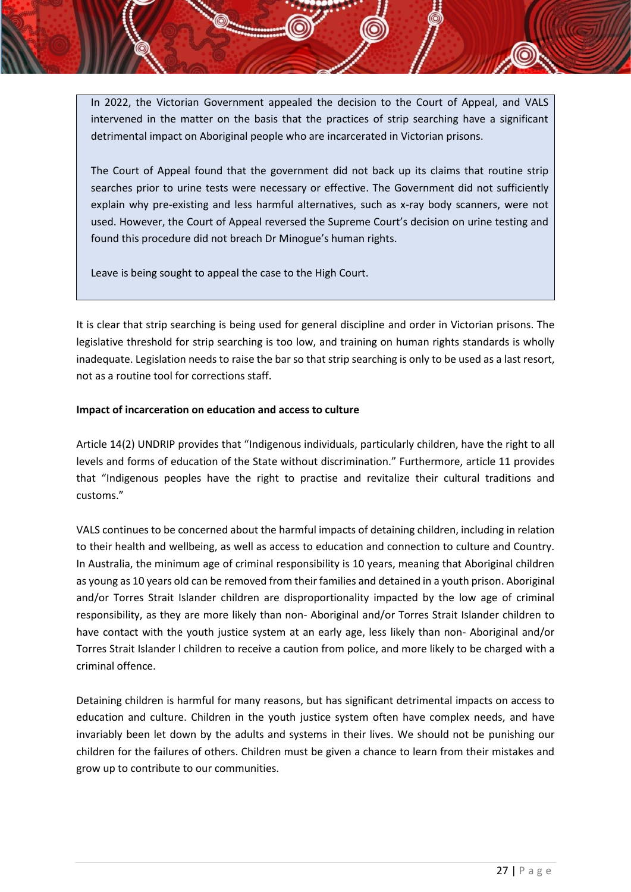In 2022, the Victorian Government appealed the decision to the Court of Appeal, and VALS intervened in the matter on the basis that the practices of strip searching have a significant detrimental impact on Aboriginal people who are incarcerated in Victorian prisons.

The Court of Appeal found that the government did not back up its claims that routine strip searches prior to urine tests were necessary or effective. The Government did not sufficiently explain why pre-existing and less harmful alternatives, such as x-ray body scanners, were not used. However, the Court of Appeal reversed the Supreme Court's decision on urine testing and found this procedure did not breach Dr Minogue's human rights.

Leave is being sought to appeal the case to the High Court.

It is clear that strip searching is being used for general discipline and order in Victorian prisons. The legislative threshold for strip searching is too low, and training on human rights standards is wholly inadequate. Legislation needs to raise the bar so that strip searching is only to be used as a last resort, not as a routine tool for corrections staff.

**Impact of incarceration on education and access to culture**

Article 14(2) UNDRIP provides that "Indigenous individuals, particularly children, have the right to all levels and forms of education of the State without discrimination." Furthermore, article 11 provides that "Indigenous peoples have the right to practise and revitalize their cultural traditions and customs."

VALS continues to be concerned about the harmful impacts of detaining children, including in relation to their health and wellbeing, as well as access to education and connection to culture and Country. In Australia, the minimum age of criminal responsibility is 10 years, meaning that Aboriginal children as young as 10 years old can be removed from their families and detained in a youth prison. Aboriginal and/or Torres Strait Islander children are disproportionality impacted by the low age of criminal responsibility, as they are more likely than non- Aboriginal and/or Torres Strait Islander children to have contact with the youth justice system at an early age, less likely than non- Aboriginal and/or Torres Strait Islander l children to receive a caution from police, and more likely to be charged with a criminal offence.

Detaining children is harmful for many reasons, but has significant detrimental impacts on access to education and culture. Children in the youth justice system often have complex needs, and have invariably been let down by the adults and systems in their lives. We should not be punishing our children for the failures of others. Children must be given a chance to learn from their mistakes and grow up to contribute to our communities.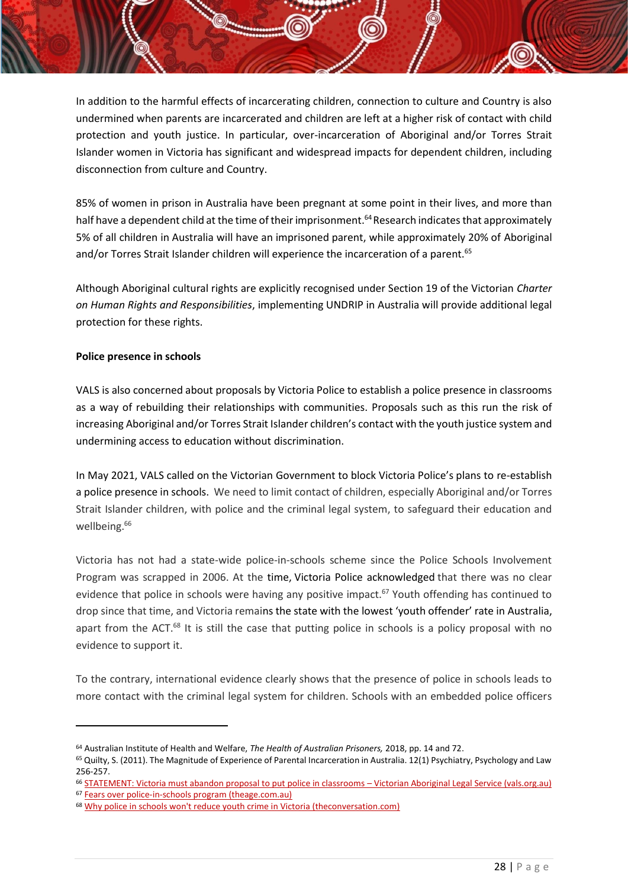In addition to the harmful effects of incarcerating children, connection to culture and Country is also undermined when parents are incarcerated and children are left at a higher risk of contact with child protection and youth justice. In particular, over-incarceration of Aboriginal and/or Torres Strait Islander women in Victoria has significant and widespread impacts for dependent children, including disconnection from culture and Country.

85% of women in prison in Australia have been pregnant at some point in their lives, and more than half have a dependent child at the time of their imprisonment.[64] Research indicates that approximately 5% of all children in Australia will have an imprisoned parent, while approximately 20% of Aboriginal and/or Torres Strait Islander children will experience the incarceration of a parent.[65]

Although Aboriginal cultural rights are explicitly recognised under Section 19 of the Victorian *Charter on Human Rights and Responsibilities*, implementing UNDRIP in Australia will provide additional legal protection for these rights.

**Police presence in schools**

VALS is also concerned about proposals by Victoria Police to establish a police presence in classrooms as a way of rebuilding their relationships with communities. Proposals such as this run the risk of increasing Aboriginal and/or Torres Strait Islander children's contact with the youth justice system and undermining access to education without discrimination.

In May 2021, VALS called on the Victorian Government to block Victoria Police's plans to re-establish a police presence in schools. We need to limit contact of children, especially Aboriginal and/or Torres Strait Islander children, with police and the criminal legal system, to safeguard their education and wellbeing.[66]

Victoria has not had a state-wide police-in-schools scheme since the Police Schools Involvement Program was scrapped in 2006. At the time, Victoria Police acknowledged that there was no clear evidence that police in schools were having any positive impact.[67] Youth offending has continued to drop since that time, and Victoria remains the state with the lowest 'youth offender' rate in Australia, apart from the ACT.[68] It is still the case that putting police in schools is a policy proposal with no evidence to support it.

To the contrary, international evidence clearly shows that the presence of police in schools leads to more contact with the criminal legal system for children. Schools with an embedded police officers

---

[64] Australian Institute of Health and Welfare, *The Health of Australian Prisoners,* 2018, pp. 14 and 72.

[65] Quilty, S. (2011). The Magnitude of Experience of Parental Incarceration in Australia. 12(1) Psychiatry, Psychology and Law 256-257.

[66] STATEMENT: Victoria must abandon proposal to put police in classrooms – Victorian Aboriginal Legal Service (vals.org.au)

[67] Fears over police-in-schools program (theage.com.au)

[68] Why police in schools won't reduce youth crime in Victoria (theconversation.com)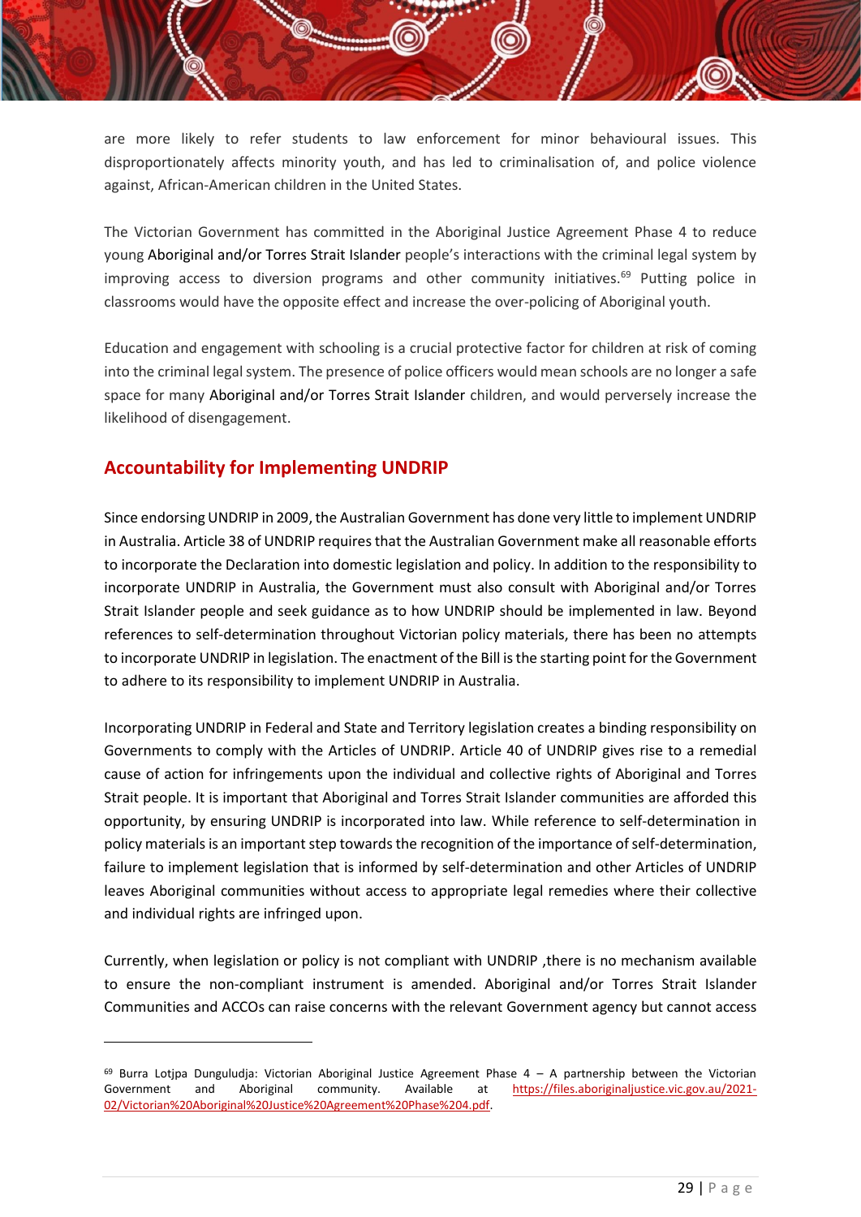are more likely to refer students to law enforcement for minor behavioural issues. This disproportionately affects minority youth, and has led to criminalisation of, and police violence against, African-American children in the United States.

The Victorian Government has committed in the Aboriginal Justice Agreement Phase 4 to reduce young Aboriginal and/or Torres Strait Islander people's interactions with the criminal legal system by improving access to diversion programs and other community initiatives.[69] Putting police in classrooms would have the opposite effect and increase the over-policing of Aboriginal youth.

Education and engagement with schooling is a crucial protective factor for children at risk of coming into the criminal legal system. The presence of police officers would mean schools are no longer a safe space for many Aboriginal and/or Torres Strait Islander children, and would perversely increase the likelihood of disengagement.

## Accountability for Implementing UNDRIP

Since endorsing UNDRIP in 2009, the Australian Government has done very little to implement UNDRIP in Australia. Article 38 of UNDRIP requires that the Australian Government make all reasonable efforts to incorporate the Declaration into domestic legislation and policy. In addition to the responsibility to incorporate UNDRIP in Australia, the Government must also consult with Aboriginal and/or Torres Strait Islander people and seek guidance as to how UNDRIP should be implemented in law. Beyond references to self-determination throughout Victorian policy materials, there has been no attempts to incorporate UNDRIP in legislation. The enactment of the Bill is the starting point for the Government to adhere to its responsibility to implement UNDRIP in Australia.

Incorporating UNDRIP in Federal and State and Territory legislation creates a binding responsibility on Governments to comply with the Articles of UNDRIP. Article 40 of UNDRIP gives rise to a remedial cause of action for infringements upon the individual and collective rights of Aboriginal and Torres Strait people. It is important that Aboriginal and Torres Strait Islander communities are afforded this opportunity, by ensuring UNDRIP is incorporated into law. While reference to self-determination in policy materials is an important step towards the recognition of the importance of self-determination, failure to implement legislation that is informed by self-determination and other Articles of UNDRIP leaves Aboriginal communities without access to appropriate legal remedies where their collective and individual rights are infringed upon.

Currently, when legislation or policy is not compliant with UNDRIP ,there is no mechanism available to ensure the non-compliant instrument is amended. Aboriginal and/or Torres Strait Islander Communities and ACCOs can raise concerns with the relevant Government agency but cannot access

---

[69] Burra Lotjpa Dunguludja: Victorian Aboriginal Justice Agreement Phase 4 – A partnership between the Victorian Government and Aboriginal community. Available at https://files.aboriginaljustice.vic.gov.au/2021-02/Victorian%20Aboriginal%20Justice%20Agreement%20Phase%204.pdf.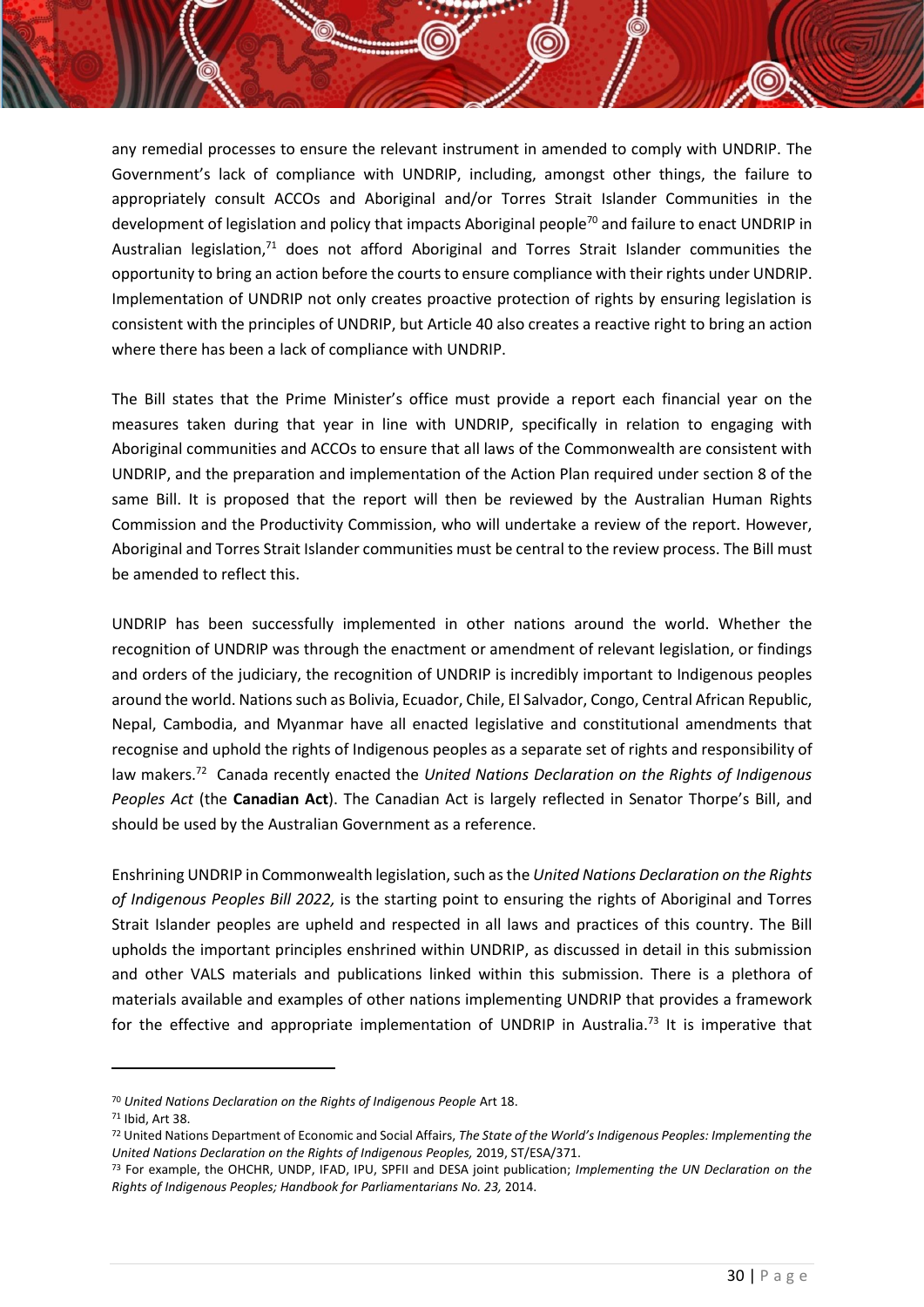any remedial processes to ensure the relevant instrument in amended to comply with UNDRIP. The Government's lack of compliance with UNDRIP, including, amongst other things, the failure to appropriately consult ACCOs and Aboriginal and/or Torres Strait Islander Communities in the development of legislation and policy that impacts Aboriginal people[70] and failure to enact UNDRIP in Australian legislation,[71] does not afford Aboriginal and Torres Strait Islander communities the opportunity to bring an action before the courts to ensure compliance with their rights under UNDRIP. Implementation of UNDRIP not only creates proactive protection of rights by ensuring legislation is consistent with the principles of UNDRIP, but Article 40 also creates a reactive right to bring an action where there has been a lack of compliance with UNDRIP.

The Bill states that the Prime Minister's office must provide a report each financial year on the measures taken during that year in line with UNDRIP, specifically in relation to engaging with Aboriginal communities and ACCOs to ensure that all laws of the Commonwealth are consistent with UNDRIP, and the preparation and implementation of the Action Plan required under section 8 of the same Bill. It is proposed that the report will then be reviewed by the Australian Human Rights Commission and the Productivity Commission, who will undertake a review of the report. However, Aboriginal and Torres Strait Islander communities must be central to the review process. The Bill must be amended to reflect this.

UNDRIP has been successfully implemented in other nations around the world. Whether the recognition of UNDRIP was through the enactment or amendment of relevant legislation, or findings and orders of the judiciary, the recognition of UNDRIP is incredibly important to Indigenous peoples around the world. Nations such as Bolivia, Ecuador, Chile, El Salvador, Congo, Central African Republic, Nepal, Cambodia, and Myanmar have all enacted legislative and constitutional amendments that recognise and uphold the rights of Indigenous peoples as a separate set of rights and responsibility of law makers.[72] Canada recently enacted the *United Nations Declaration on the Rights of Indigenous Peoples Act* (the **Canadian Act**). The Canadian Act is largely reflected in Senator Thorpe's Bill, and should be used by the Australian Government as a reference.

Enshrining UNDRIP in Commonwealth legislation, such as the *United Nations Declaration on the Rights of Indigenous Peoples Bill 2022,* is the starting point to ensuring the rights of Aboriginal and Torres Strait Islander peoples are upheld and respected in all laws and practices of this country. The Bill upholds the important principles enshrined within UNDRIP, as discussed in detail in this submission and other VALS materials and publications linked within this submission. There is a plethora of materials available and examples of other nations implementing UNDRIP that provides a framework for the effective and appropriate implementation of UNDRIP in Australia.[73] It is imperative that

---

[70] *United Nations Declaration on the Rights of Indigenous People* Art 18.

[71] Ibid, Art 38.

[72] United Nations Department of Economic and Social Affairs, *The State of the World's Indigenous Peoples: Implementing the United Nations Declaration on the Rights of Indigenous Peoples,* 2019, ST/ESA/371.

[73] For example, the OHCHR, UNDP, IFAD, IPU, SPFII and DESA joint publication; *Implementing the UN Declaration on the Rights of Indigenous Peoples; Handbook for Parliamentarians No. 23,* 2014.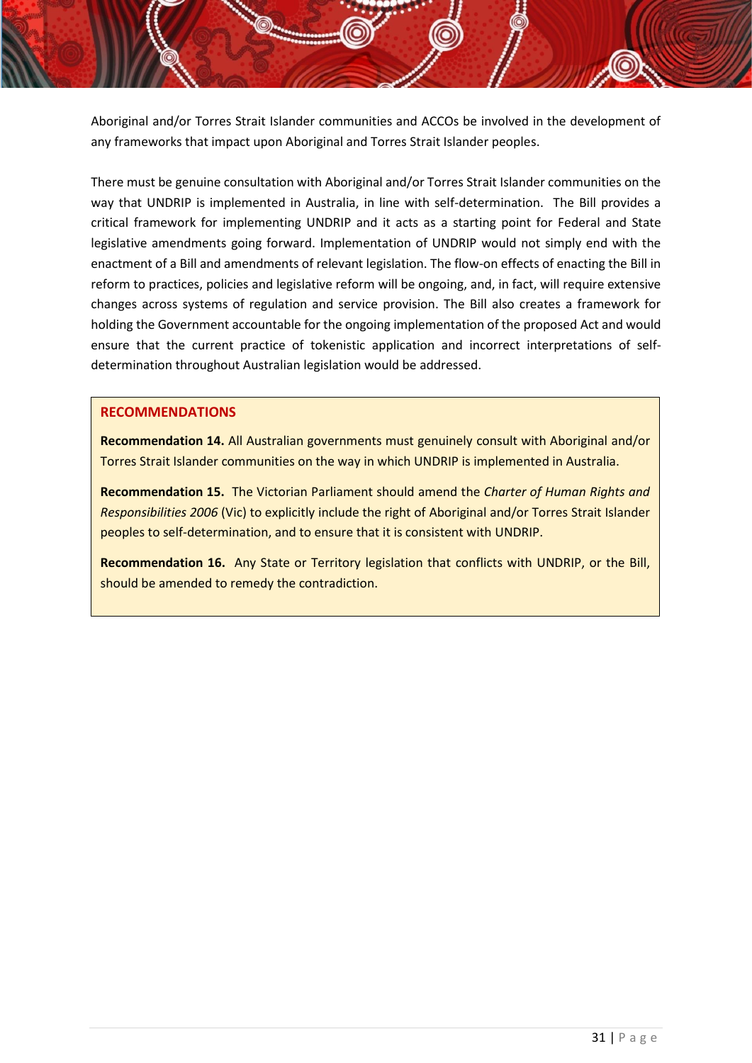Aboriginal and/or Torres Strait Islander communities and ACCOs be involved in the development of any frameworks that impact upon Aboriginal and Torres Strait Islander peoples.

There must be genuine consultation with Aboriginal and/or Torres Strait Islander communities on the way that UNDRIP is implemented in Australia, in line with self-determination. The Bill provides a critical framework for implementing UNDRIP and it acts as a starting point for Federal and State legislative amendments going forward. Implementation of UNDRIP would not simply end with the enactment of a Bill and amendments of relevant legislation. The flow-on effects of enacting the Bill in reform to practices, policies and legislative reform will be ongoing, and, in fact, will require extensive changes across systems of regulation and service provision. The Bill also creates a framework for holding the Government accountable for the ongoing implementation of the proposed Act and would ensure that the current practice of tokenistic application and incorrect interpretations of self-determination throughout Australian legislation would be addressed.

**RECOMMENDATIONS**

**Recommendation 14.** All Australian governments must genuinely consult with Aboriginal and/or Torres Strait Islander communities on the way in which UNDRIP is implemented in Australia.

**Recommendation 15.** The Victorian Parliament should amend the *Charter of Human Rights and Responsibilities 2006* (Vic) to explicitly include the right of Aboriginal and/or Torres Strait Islander peoples to self-determination, and to ensure that it is consistent with UNDRIP.

**Recommendation 16.** Any State or Territory legislation that conflicts with UNDRIP, or the Bill, should be amended to remedy the contradiction.